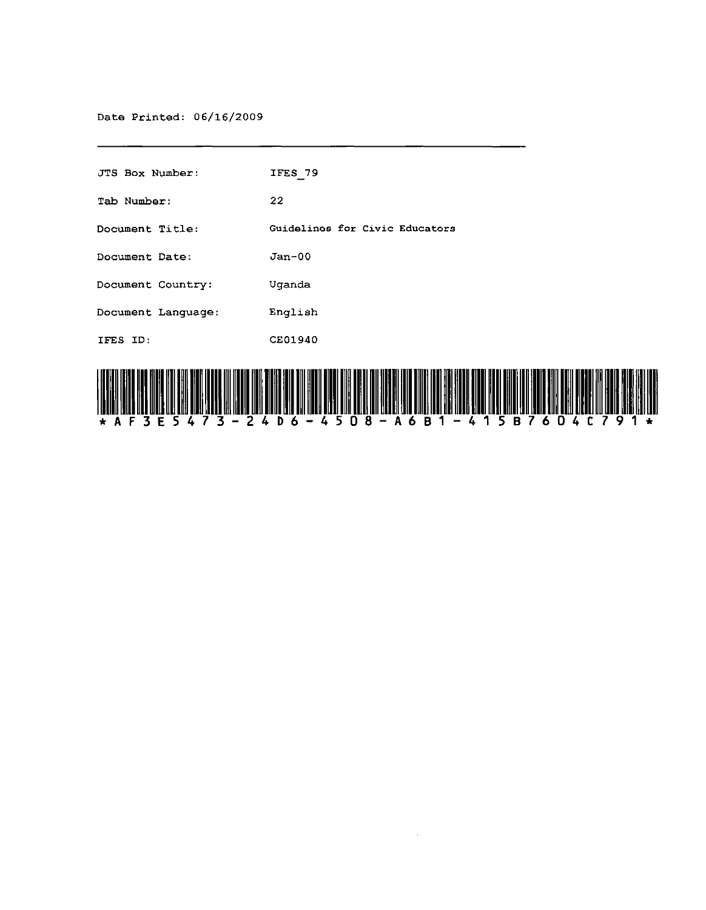Date Printed: 06/16/2009

---

| | |
|---|---|
| JTS Box Number: | IFES_79 |
| Tab Number: | 22 |
| Document Title: | Guidelines for Civic Educators |
| Document Date: | Jan-00 |
| Document Country: | Uganda |
| Document Language: | English |
| IFES ID: | CE01940 |

*AF3E5473-24D6-4508-A6B1-415B7604C791*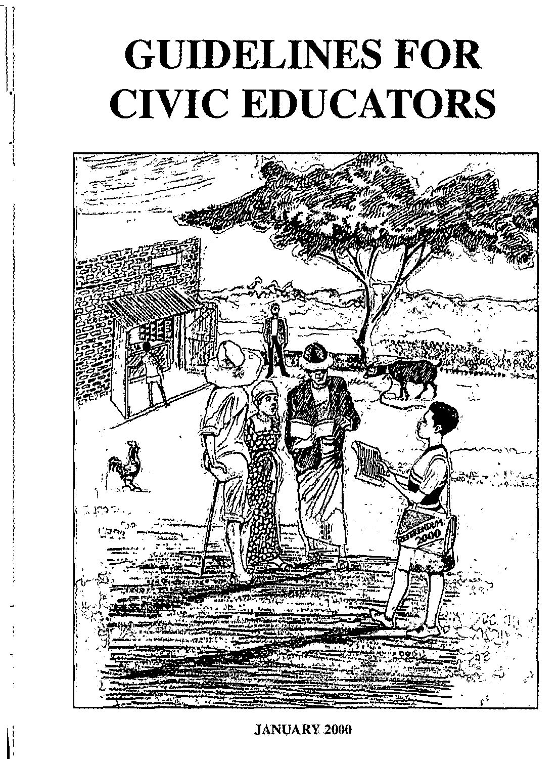# GUIDELINES FOR CIVIC EDUCATORS

JANUARY 2000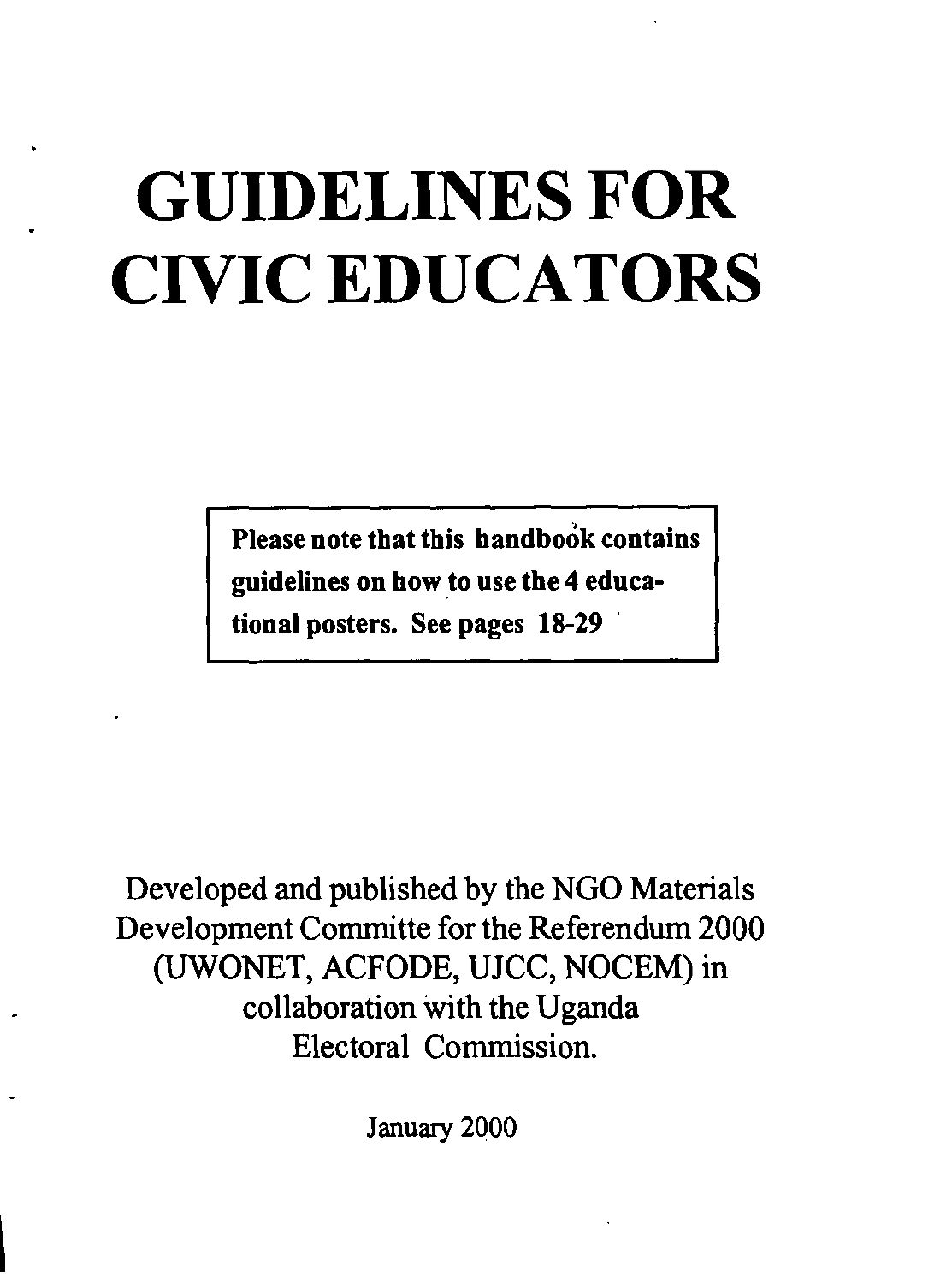# GUIDELINES FOR CIVIC EDUCATORS

**Please note that this handbook contains guidelines on how to use the 4 educational posters. See pages 18-29**

Developed and published by the NGO Materials Development Committe for the Referendum 2000 (UWONET, ACFODE, UJCC, NOCEM) in collaboration with the Uganda Electoral Commission.

January 2000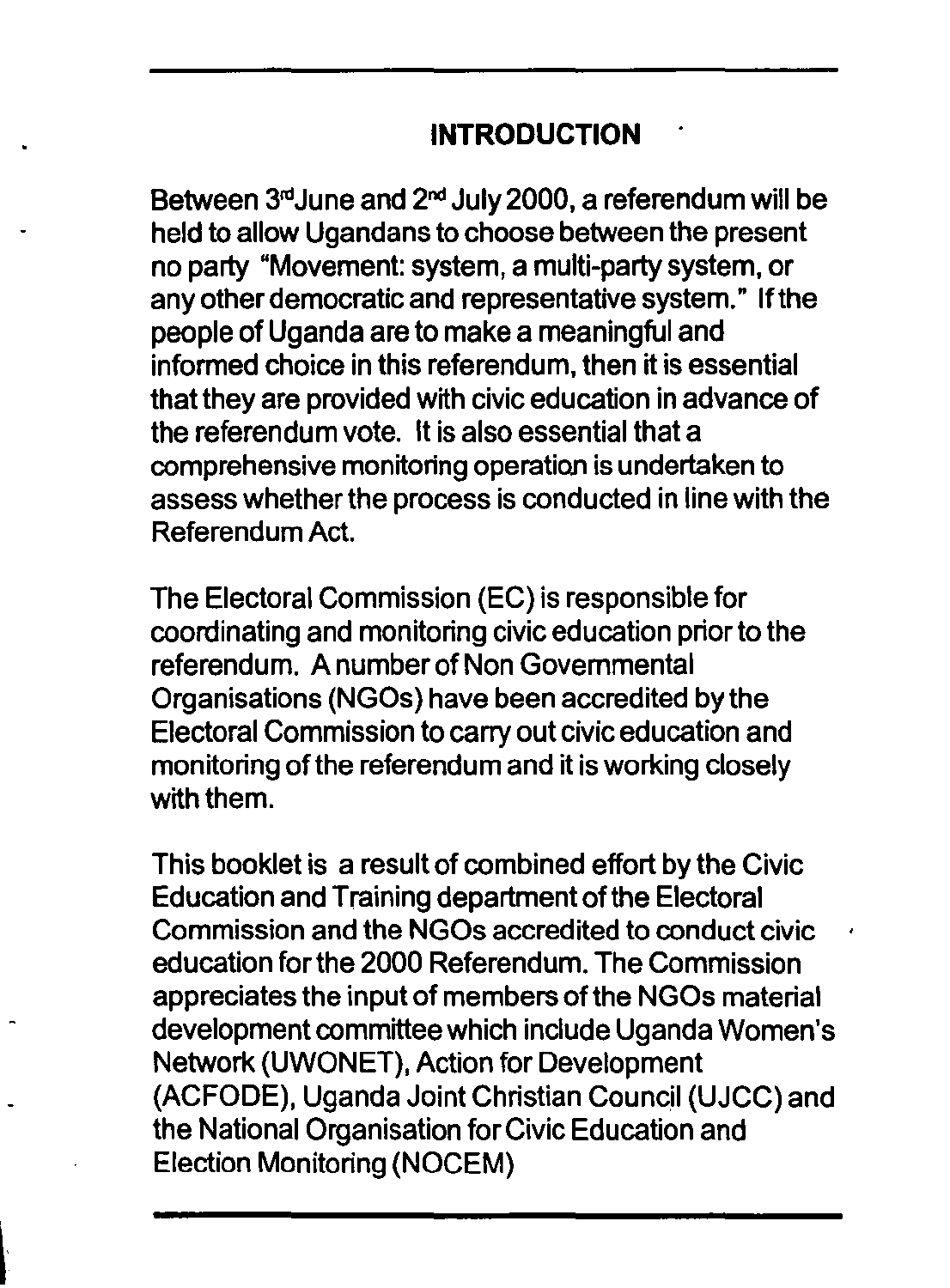# INTRODUCTION

Between 3rd June and 2nd July 2000, a referendum will be held to allow Ugandans to choose between the present no party "Movement: system, a multi-party system, or any other democratic and representative system." If the people of Uganda are to make a meaningful and informed choice in this referendum, then it is essential that they are provided with civic education in advance of the referendum vote. It is also essential that a comprehensive monitoring operation is undertaken to assess whether the process is conducted in line with the Referendum Act.

The Electoral Commission (EC) is responsible for coordinating and monitoring civic education prior to the referendum. A number of Non Governmental Organisations (NGOs) have been accredited by the Electoral Commission to carry out civic education and monitoring of the referendum and it is working closely with them.

This booklet is a result of combined effort by the Civic Education and Training department of the Electoral Commission and the NGOs accredited to conduct civic education for the 2000 Referendum. The Commission appreciates the input of members of the NGOs material development committee which include Uganda Women's Network (UWONET), Action for Development (ACFODE), Uganda Joint Christian Council (UJCC) and the National Organisation for Civic Education and Election Monitoring (NOCEM)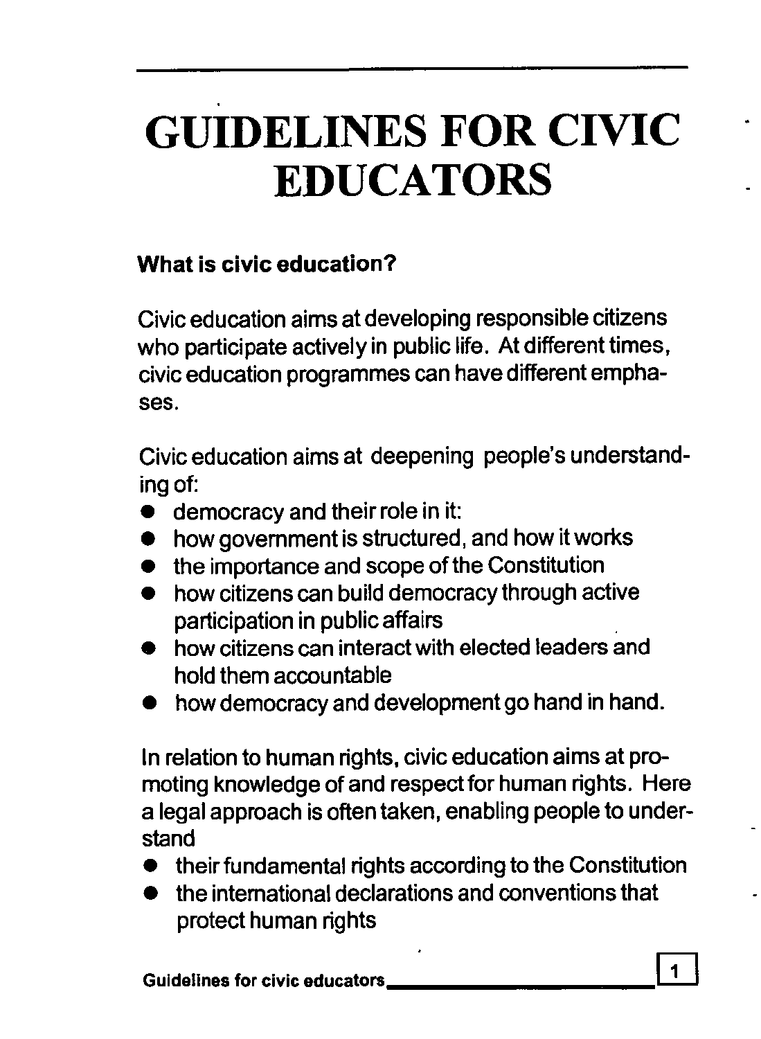# GUIDELINES FOR CIVIC EDUCATORS

**What is civic education?**

Civic education aims at developing responsible citizens who participate actively in public life. At different times, civic education programmes can have different emphases.

Civic education aims at deepening people's understanding of:

- democracy and their role in it:
- how government is structured, and how it works
- the importance and scope of the Constitution
- how citizens can build democracy through active participation in public affairs
- how citizens can interact with elected leaders and hold them accountable
- how democracy and development go hand in hand.

In relation to human rights, civic education aims at promoting knowledge of and respect for human rights. Here a legal approach is often taken, enabling people to understand

- their fundamental rights according to the Constitution
- the international declarations and conventions that protect human rights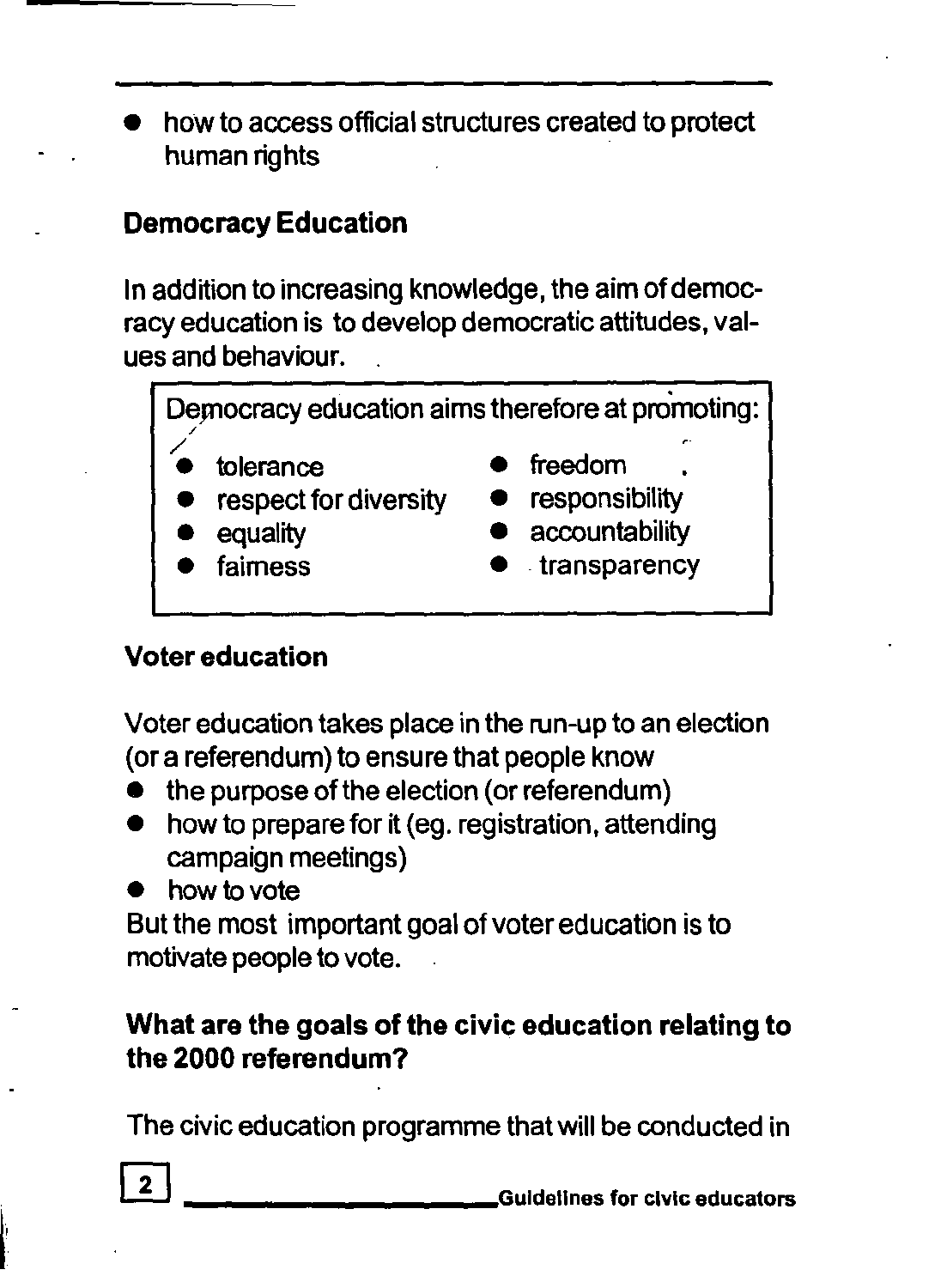- how to access official structures created to protect human rights

## Democracy Education

In addition to increasing knowledge, the aim of democracy education is to develop democratic attitudes, values and behaviour.

Democracy education aims therefore at promoting:

- tolerance
- respect for diversity
- equality
- fairness
- freedom
- responsibility
- accountability
- transparency

## Voter education

Voter education takes place in the run-up to an election (or a referendum) to ensure that people know

- the purpose of the election (or referendum)
- how to prepare for it (eg. registration, attending campaign meetings)
- how to vote

But the most important goal of voter education is to motivate people to vote.

## What are the goals of the civic education relating to the 2000 referendum?

The civic education programme that will be conducted in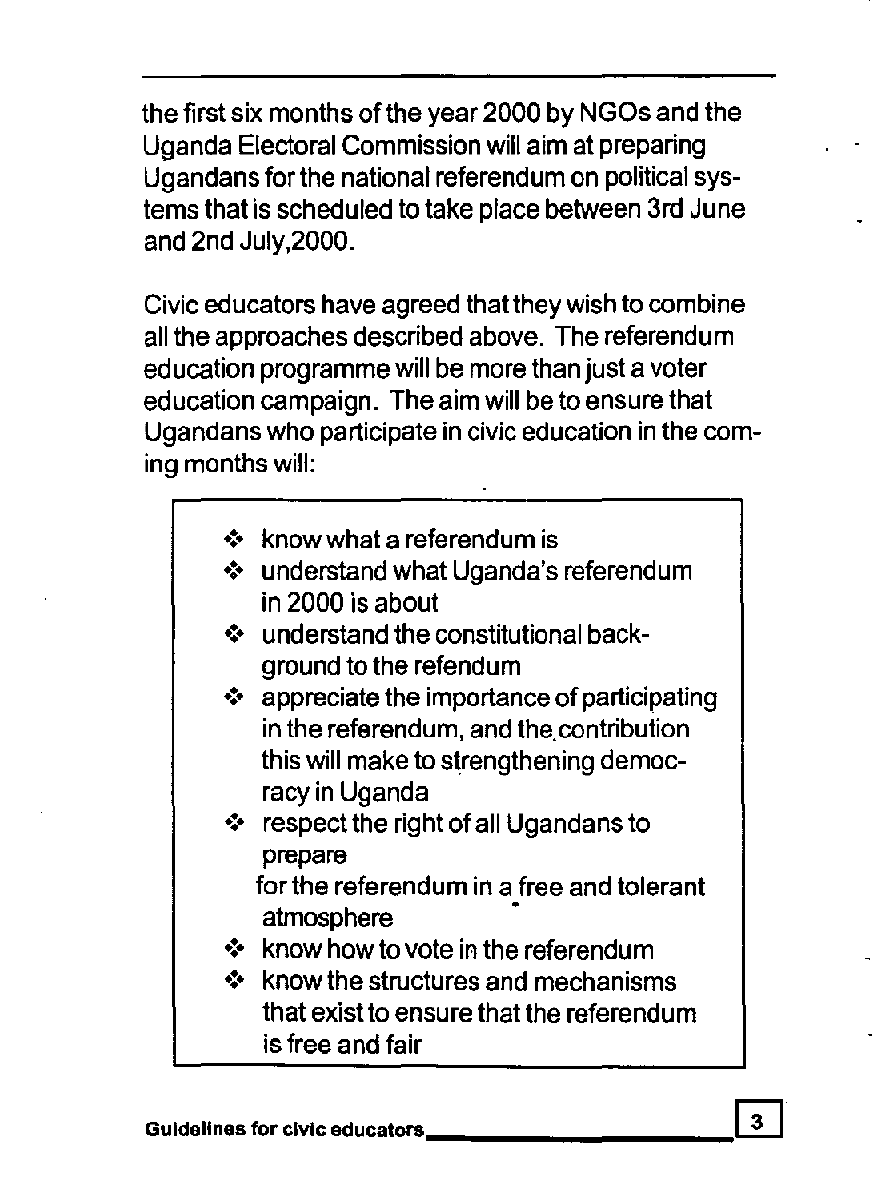the first six months of the year 2000 by NGOs and the Uganda Electoral Commission will aim at preparing Ugandans for the national referendum on political systems that is scheduled to take place between 3rd June and 2nd July,2000.

Civic educators have agreed that they wish to combine all the approaches described above. The referendum education programme will be more than just a voter education campaign. The aim will be to ensure that Ugandans who participate in civic education in the coming months will:

- know what a referendum is
- understand what Uganda's referendum in 2000 is about
- understand the constitutional background to the refendum
- appreciate the importance of participating in the referendum, and the contribution this will make to strengthening democracy in Uganda
- respect the right of all Ugandans to prepare for the referendum in a free and tolerant atmosphere
- know how to vote in the referendum
- know the structures and mechanisms that exist to ensure that the referendum is free and fair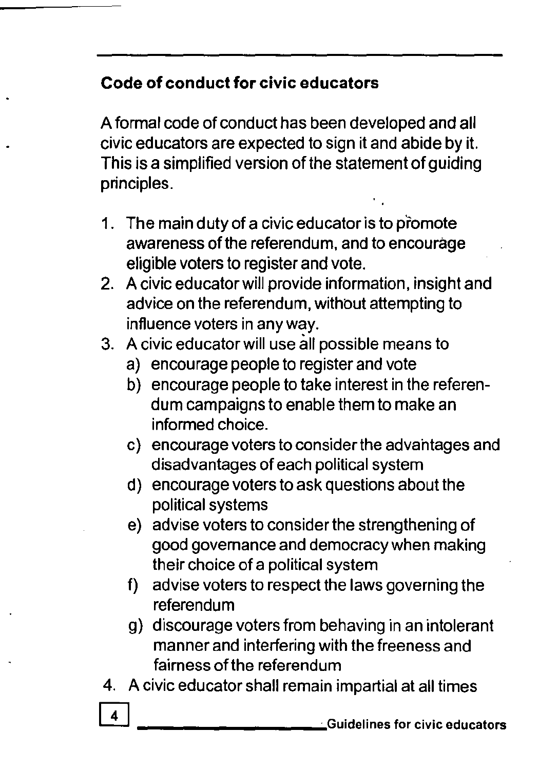## Code of conduct for civic educators

A formal code of conduct has been developed and all civic educators are expected to sign it and abide by it. This is a simplified version of the statement of guiding principles.

1. The main duty of a civic educator is to promote awareness of the referendum, and to encourage eligible voters to register and vote.
2. A civic educator will provide information, insight and advice on the referendum, without attempting to influence voters in any way.
3. A civic educator will use all possible means to
   a) encourage people to register and vote
   b) encourage people to take interest in the referendum campaigns to enable them to make an informed choice.
   c) encourage voters to consider the advantages and disadvantages of each political system
   d) encourage voters to ask questions about the political systems
   e) advise voters to consider the strengthening of good governance and democracy when making their choice of a political system
   f) advise voters to respect the laws governing the referendum
   g) discourage voters from behaving in an intolerant manner and interfering with the freeness and fairness of the referendum
4. A civic educator shall remain impartial at all times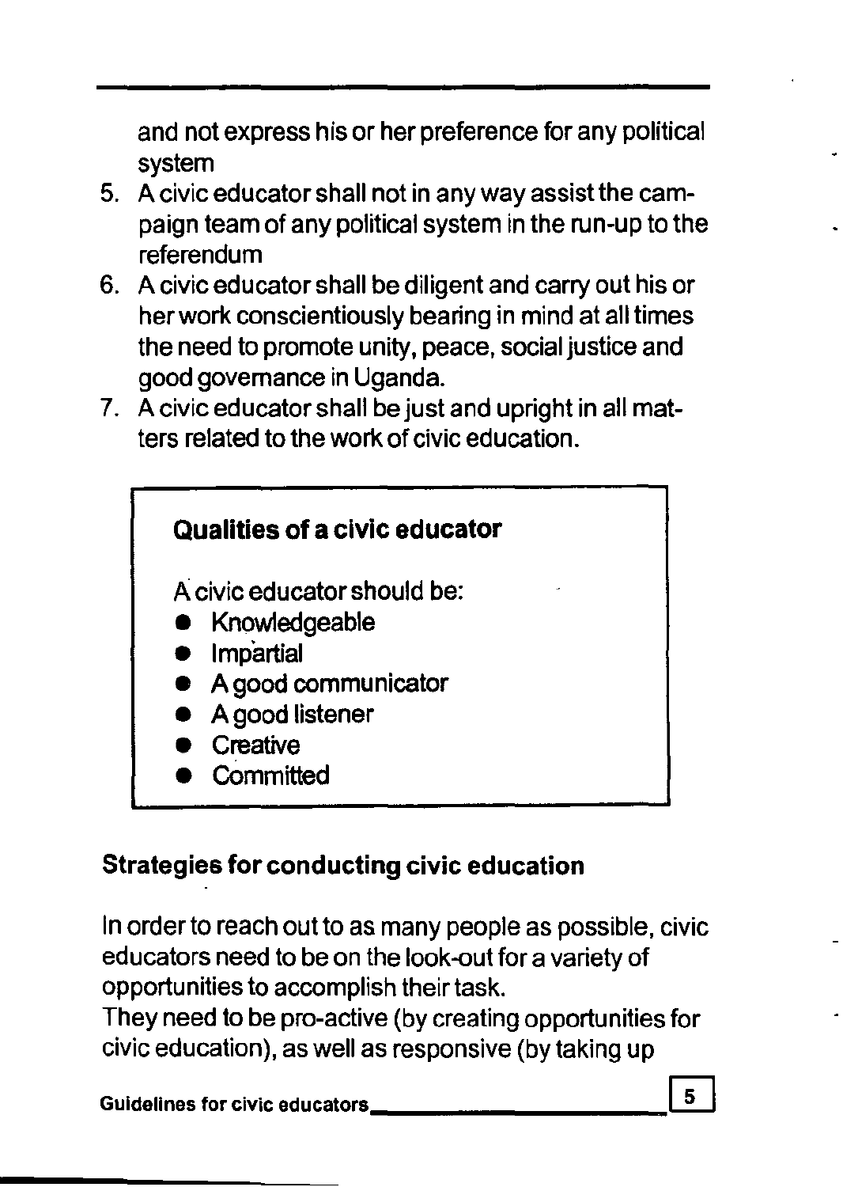and not express his or her preference for any political system

5. A civic educator shall not in any way assist the campaign team of any political system in the run-up to the referendum
6. A civic educator shall be diligent and carry out his or her work conscientiously bearing in mind at all times the need to promote unity, peace, social justice and good governance in Uganda.
7. A civic educator shall be just and upright in all matters related to the work of civic education.

**Qualities of a civic educator**

A civic educator should be:

- Knowledgeable
- Impartial
- A good communicator
- A good listener
- Creative
- Committed

## Strategies for conducting civic education

In order to reach out to as many people as possible, civic educators need to be on the look-out for a variety of opportunities to accomplish their task.

They need to be pro-active (by creating opportunities for civic education), as well as responsive (by taking up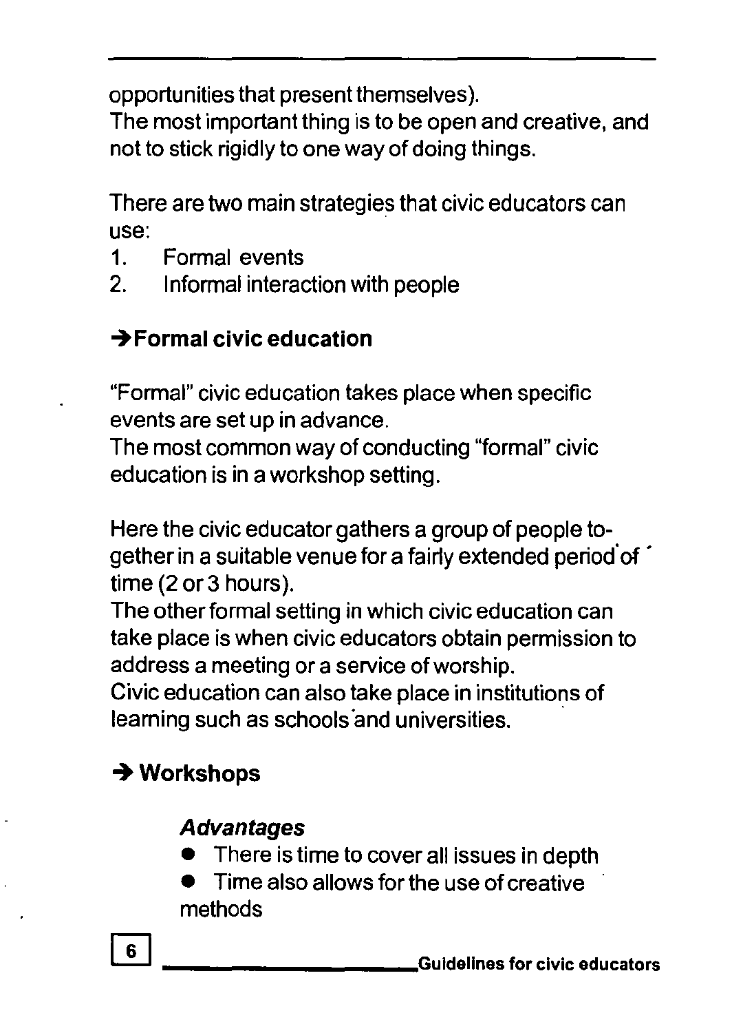opportunities that present themselves).
The most important thing is to be open and creative, and not to stick rigidly to one way of doing things.

There are two main strategies that civic educators can use:

1. Formal events
2. Informal interaction with people

### ➔Formal civic education

"Formal" civic education takes place when specific events are set up in advance.
The most common way of conducting "formal" civic education is in a workshop setting.

Here the civic educator gathers a group of people together in a suitable venue for a fairly extended period of time (2 or 3 hours).
The other formal setting in which civic education can take place is when civic educators obtain permission to address a meeting or a service of worship.
Civic education can also take place in institutions of learning such as schools and universities.

### ➔ Workshops

***Advantages***

- There is time to cover all issues in depth
- Time also allows for the use of creative methods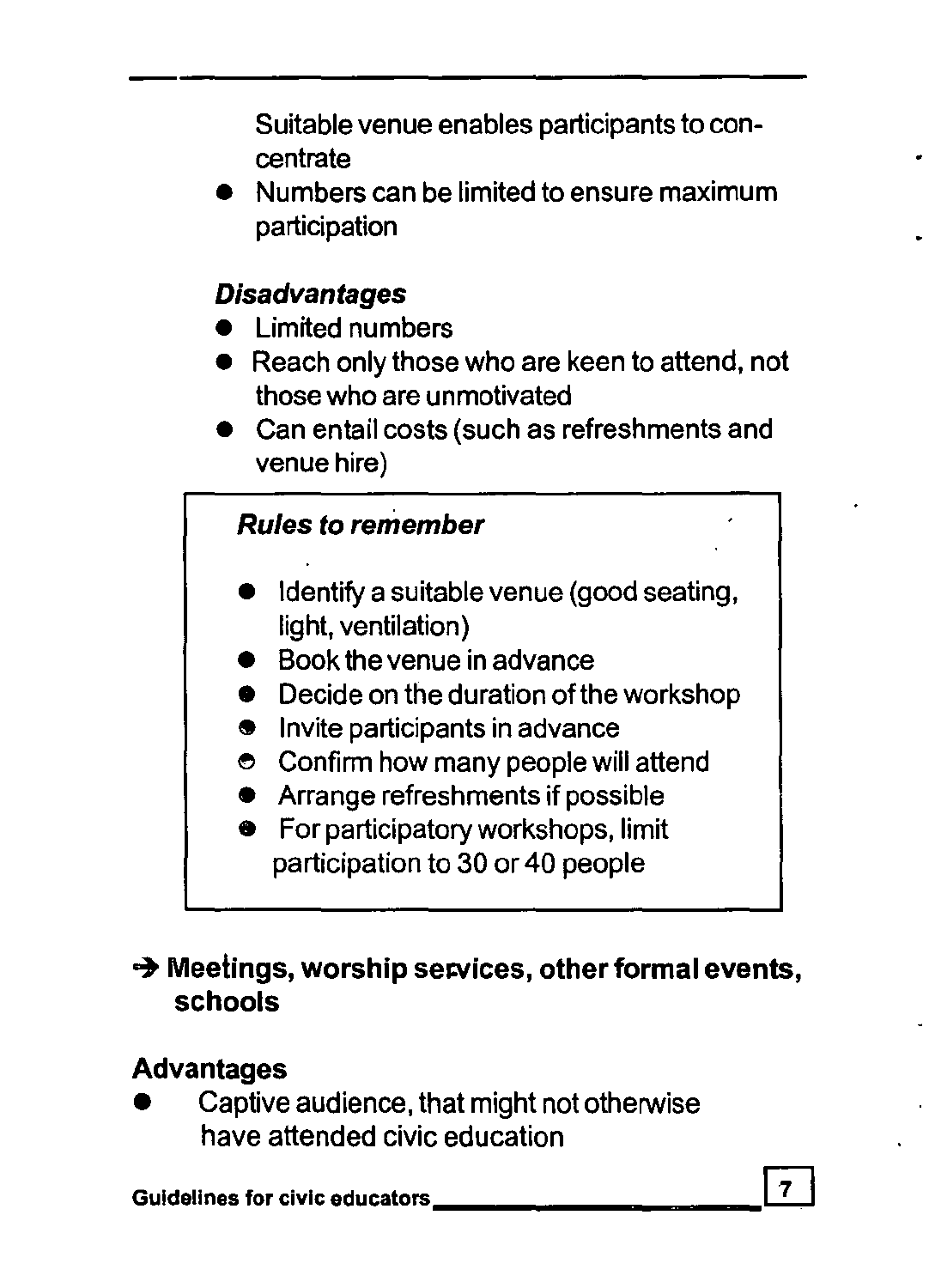Suitable venue enables participants to concentrate

- Numbers can be limited to ensure maximum participation

***Disadvantages***

- Limited numbers
- Reach only those who are keen to attend, not those who are unmotivated
- Can entail costs (such as refreshments and venue hire)

> ***Rules to remember***
>
> - Identify a suitable venue (good seating, light, ventilation)
> - Book the venue in advance
> - Decide on the duration of the workshop
> - Invite participants in advance
> - Confirm how many people will attend
> - Arrange refreshments if possible
> - For participatory workshops, limit participation to 30 or 40 people

**→ Meetings, worship services, other formal events, schools**

**Advantages**

- Captive audience, that might not otherwise have attended civic education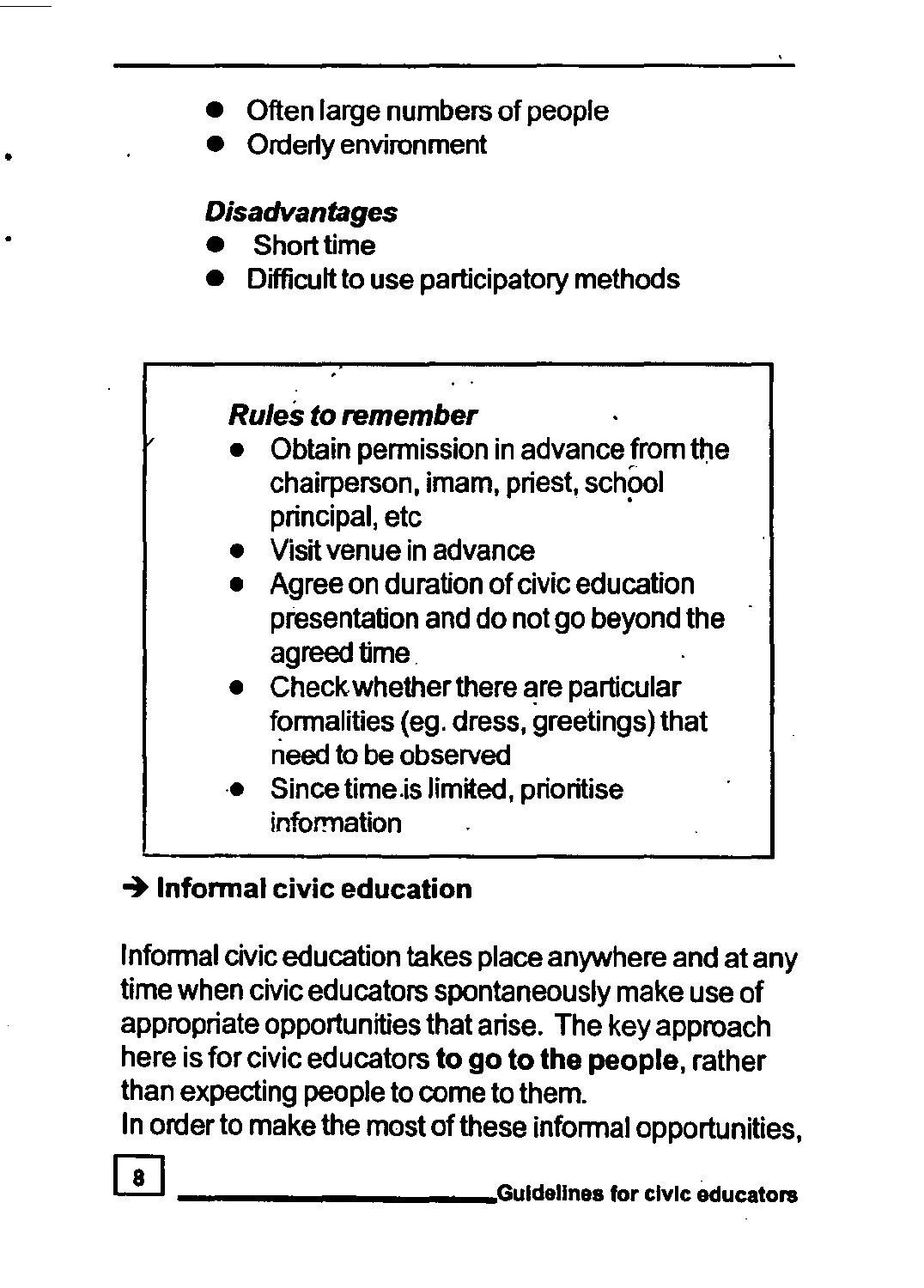- Often large numbers of people
- Orderly environment

***Disadvantages***

- Short time
- Difficult to use participatory methods

> ***Rules to remember***
>
> - Obtain permission in advance from the chairperson, imam, priest, school principal, etc
> - Visit venue in advance
> - Agree on duration of civic education presentation and do not go beyond the agreed time
> - Check whether there are particular formalities (eg. dress, greetings) that need to be observed
> - Since time is limited, prioritise information

**➔ Informal civic education**

Informal civic education takes place anywhere and at any time when civic educators spontaneously make use of appropriate opportunities that arise. The key approach here is for civic educators **to go to the people**, rather than expecting people to come to them.

In order to make the most of these informal opportunities,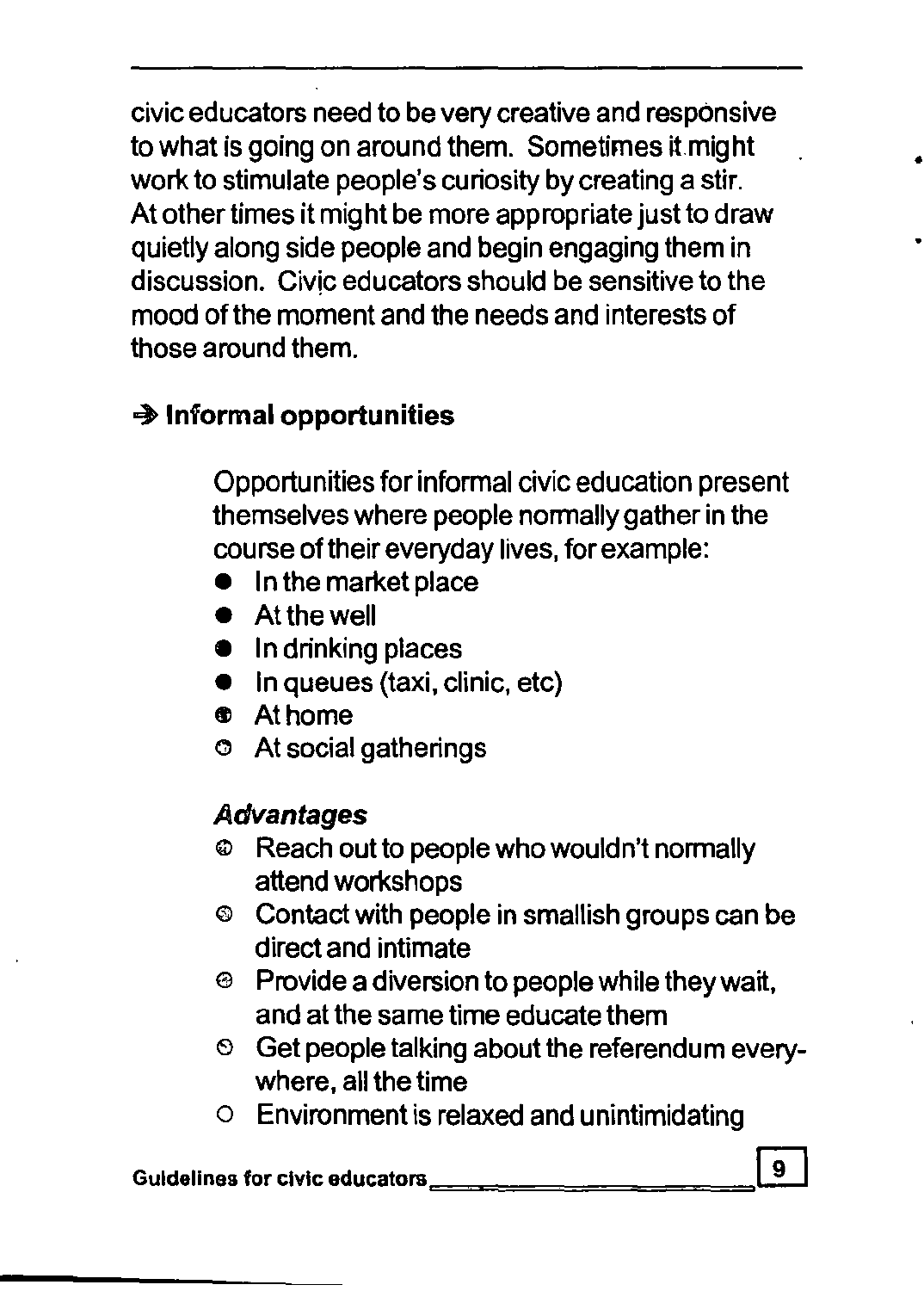civic educators need to be very creative and responsive to what is going on around them. Sometimes it might work to stimulate people's curiosity by creating a stir. At other times it might be more appropriate just to draw quietly along side people and begin engaging them in discussion. Civic educators should be sensitive to the mood of the moment and the needs and interests of those around them.

### ➔ Informal opportunities

Opportunities for informal civic education present themselves where people normally gather in the course of their everyday lives, for example:

- In the market place
- At the well
- In drinking places
- In queues (taxi, clinic, etc)
- At home
- At social gatherings

*Advantages*

- Reach out to people who wouldn't normally attend workshops
- Contact with people in smallish groups can be direct and intimate
- Provide a diversion to people while they wait, and at the same time educate them
- Get people talking about the referendum everywhere, all the time
- Environment is relaxed and unintimidating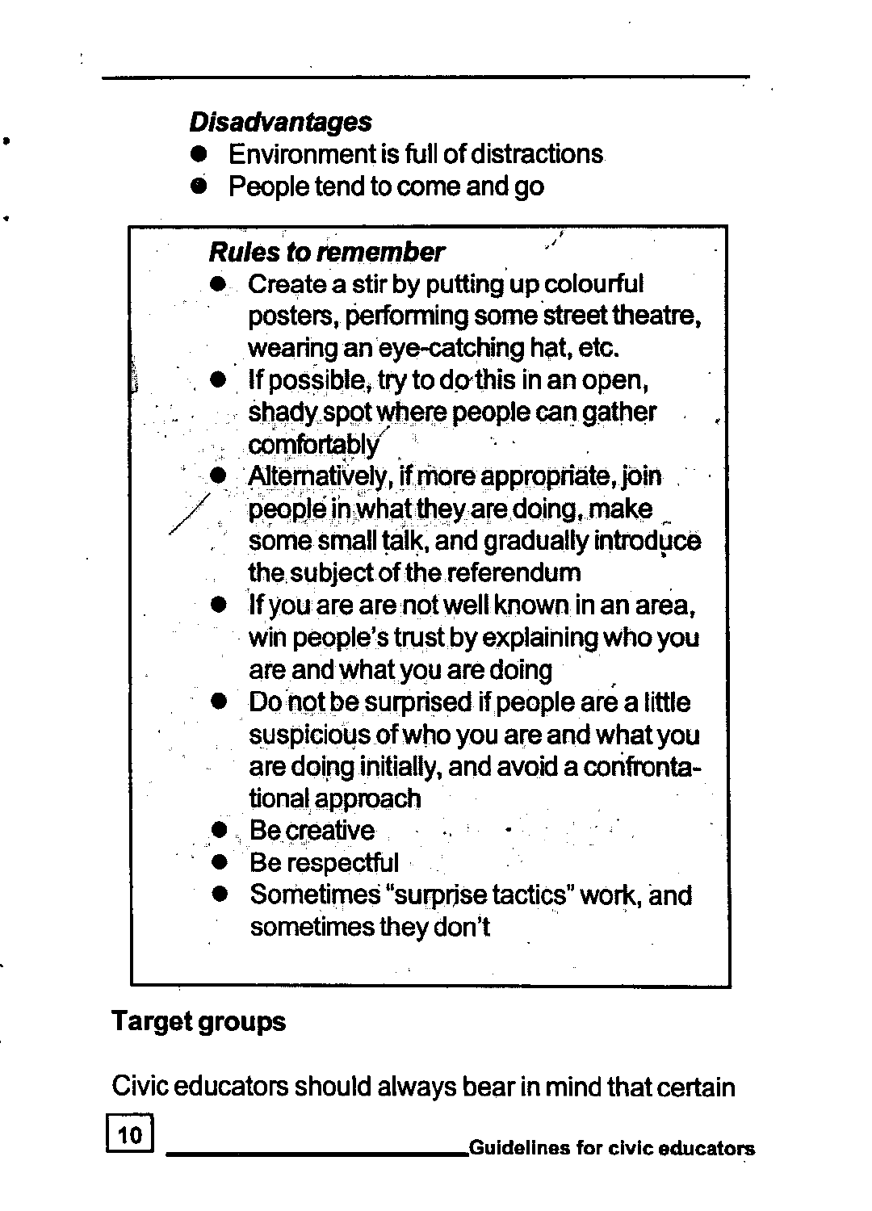***Disadvantages***

- Environment is full of distractions
- People tend to come and go

> ***Rules to remember***
>
> - Create a stir by putting up colourful posters, performing some street theatre, wearing an eye-catching hat, etc.
> - If possible, try to do this in an open, shady spot where people can gather comfortably
> - Alternatively, if more appropriate, join people in what they are doing, make some small talk, and gradually introduce the subject of the referendum
> - If you are are not well known in an area, win people's trust by explaining who you are and what you are doing
> - Do not be surprised if people are a little suspicious of who you are and what you are doing initially, and avoid a confrontational approach
> - Be creative
> - Be respectful
> - Sometimes "surprise tactics" work, and sometimes they don't

**Target groups**

Civic educators should always bear in mind that certain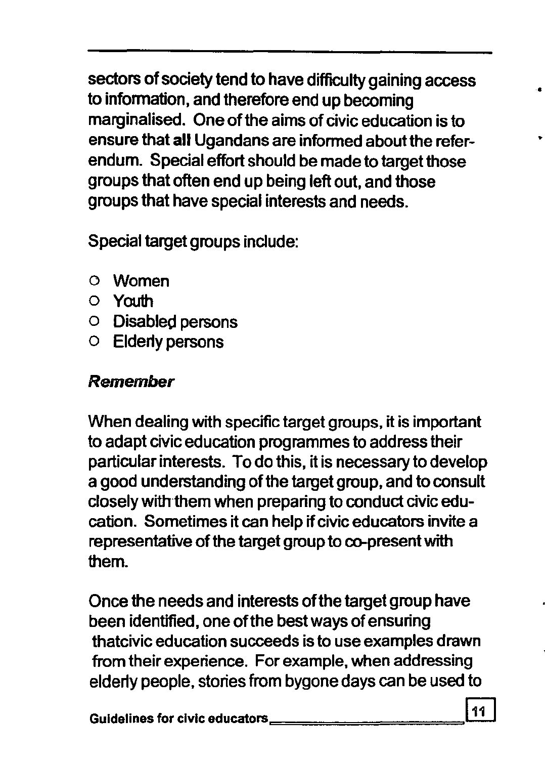sectors of society tend to have difficulty gaining access to information, and therefore end up becoming marginalised. One of the aims of civic education is to ensure that **all** Ugandans are informed about the referendum. Special effort should be made to target those groups that often end up being left out, and those groups that have special interests and needs.

Special target groups include:

- Women
- Youth
- Disabled persons
- Elderly persons

***Remember***

When dealing with specific target groups, it is important to adapt civic education programmes to address their particular interests. To do this, it is necessary to develop a good understanding of the target group, and to consult closely with them when preparing to conduct civic education. Sometimes it can help if civic educators invite a representative of the target group to co-present with them.

Once the needs and interests of the target group have been identified, one of the best ways of ensuring thatcivic education succeeds is to use examples drawn from their experience. For example, when addressing elderly people, stories from bygone days can be used to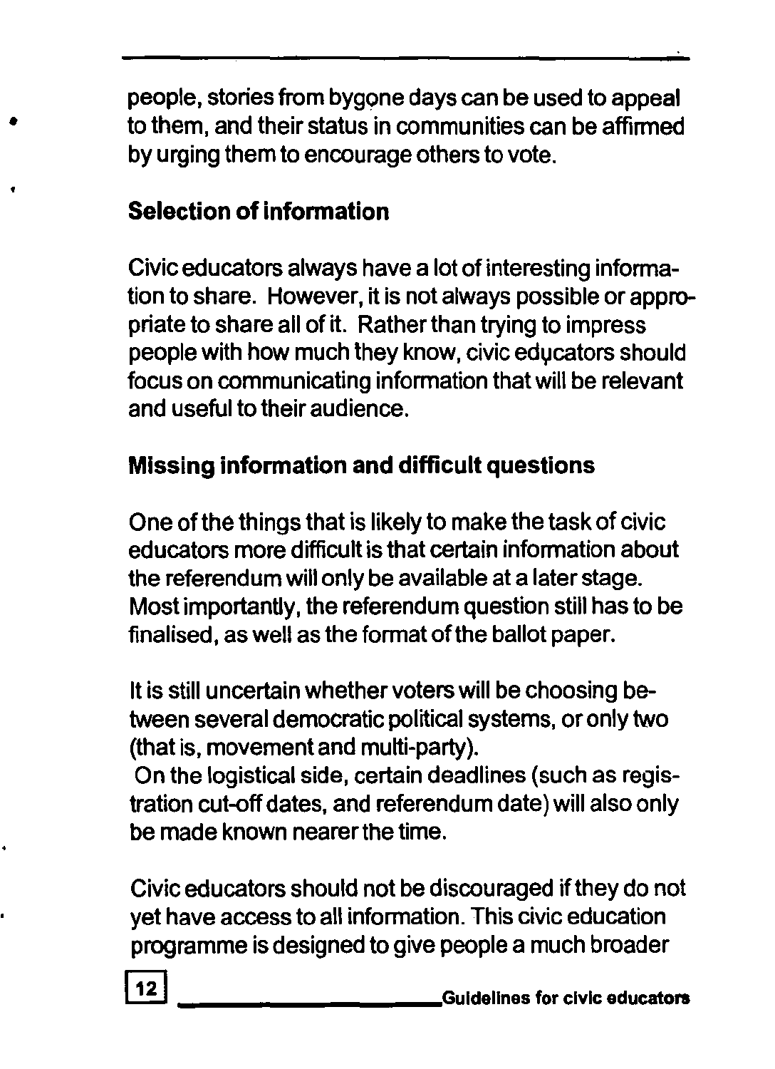people, stories from bygone days can be used to appeal to them, and their status in communities can be affirmed by urging them to encourage others to vote.

### Selection of information

Civic educators always have a lot of interesting information to share. However, it is not always possible or appropriate to share all of it. Rather than trying to impress people with how much they know, civic educators should focus on communicating information that will be relevant and useful to their audience.

### Missing information and difficult questions

One of the things that is likely to make the task of civic educators more difficult is that certain information about the referendum will only be available at a later stage. Most importantly, the referendum question still has to be finalised, as well as the format of the ballot paper.

It is still uncertain whether voters will be choosing between several democratic political systems, or only two (that is, movement and multi-party).
On the logistical side, certain deadlines (such as registration cut-off dates, and referendum date) will also only be made known nearer the time.

Civic educators should not be discouraged if they do not yet have access to all information. This civic education programme is designed to give people a much broader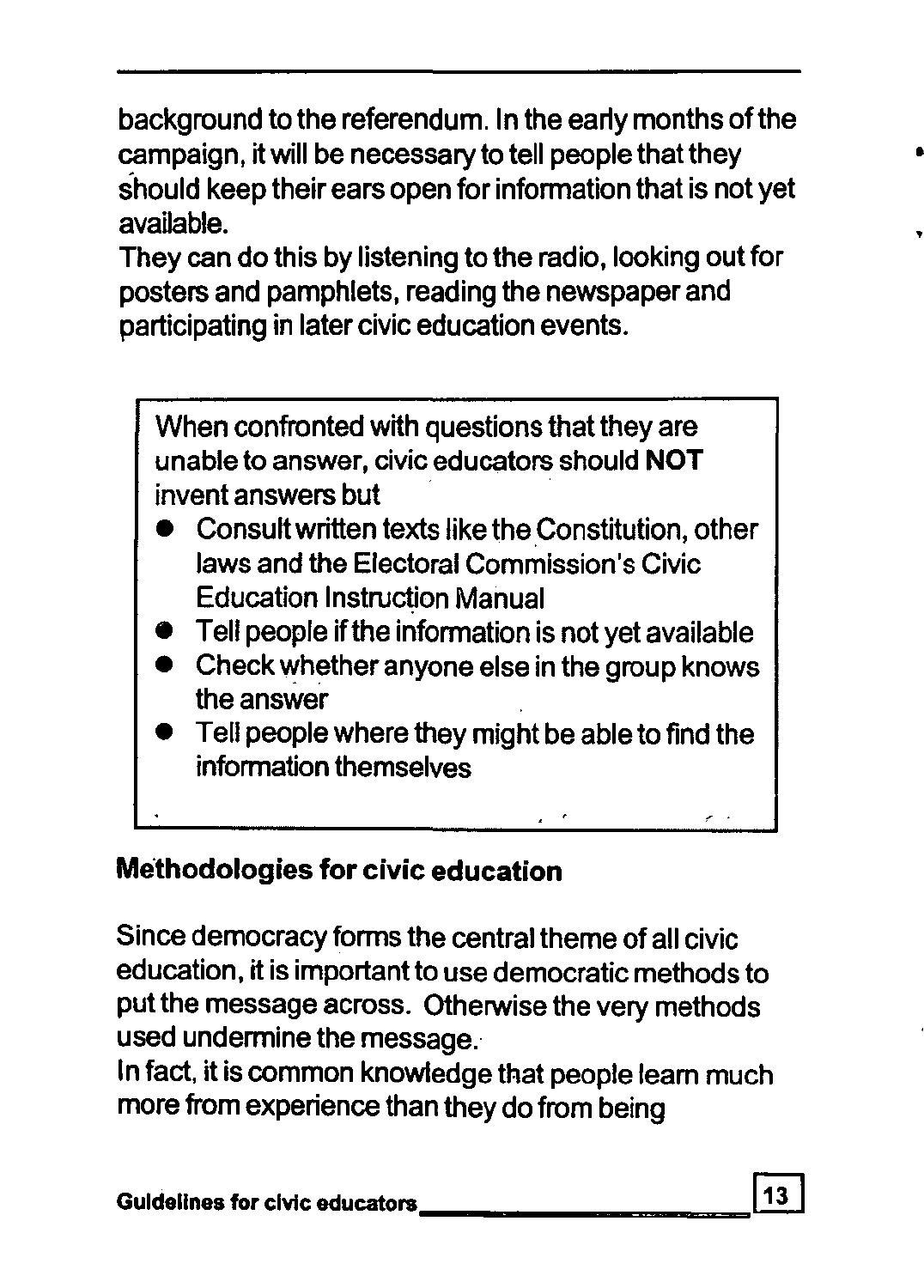background to the referendum. In the early months of the campaign, it will be necessary to tell people that they should keep their ears open for information that is not yet available.

They can do this by listening to the radio, looking out for posters and pamphlets, reading the newspaper and participating in later civic education events.

> When confronted with questions that they are unable to answer, civic educators should **NOT** invent answers but
>
> - Consult written texts like the Constitution, other laws and the Electoral Commission's Civic Education Instruction Manual
> - Tell people if the information is not yet available
> - Check whether anyone else in the group knows the answer
> - Tell people where they might be able to find the information themselves

### Methodologies for civic education

Since democracy forms the central theme of all civic education, it is important to use democratic methods to put the message across. Otherwise the very methods used undermine the message.

In fact, it is common knowledge that people learn much more from experience than they do from being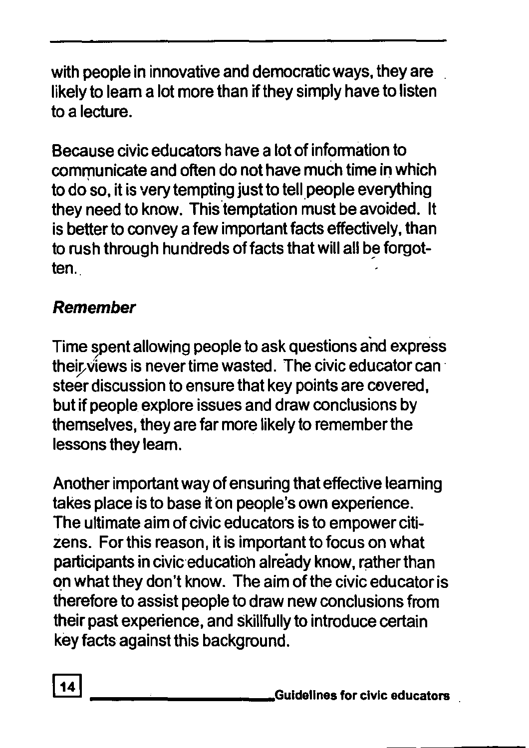with people in innovative and democratic ways, they are likely to learn a lot more than if they simply have to listen to a lecture.

Because civic educators have a lot of information to communicate and often do not have much time in which to do so, it is very tempting just to tell people everything they need to know. This temptation must be avoided. It is better to convey a few important facts effectively, than to rush through hundreds of facts that will all be forgotten.

***Remember***

Time spent allowing people to ask questions and express their views is never time wasted. The civic educator can steer discussion to ensure that key points are covered, but if people explore issues and draw conclusions by themselves, they are far more likely to remember the lessons they learn.

Another important way of ensuring that effective learning takes place is to base it on people's own experience. The ultimate aim of civic educators is to empower citizens. For this reason, it is important to focus on what participants in civic education already know, rather than on what they don't know. The aim of the civic educator is therefore to assist people to draw new conclusions from their past experience, and skillfully to introduce certain key facts against this background.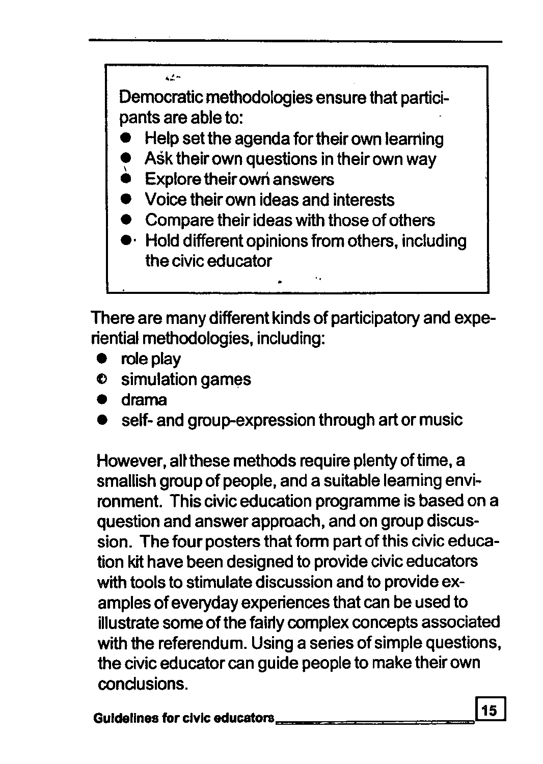> Democratic methodologies ensure that participants are able to:
> - Help set the agenda for their own learning
> - Ask their own questions in their own way
> - Explore their own answers
> - Voice their own ideas and interests
> - Compare their ideas with those of others
> - Hold different opinions from others, including the civic educator

There are many different kinds of participatory and experiential methodologies, including:

- role play
- simulation games
- drama
- self- and group-expression through art or music

However, all these methods require plenty of time, a smallish group of people, and a suitable learning environment. This civic education programme is based on a question and answer approach, and on group discussion. The four posters that form part of this civic education kit have been designed to provide civic educators with tools to stimulate discussion and to provide examples of everyday experiences that can be used to illustrate some of the fairly complex concepts associated with the referendum. Using a series of simple questions, the civic educator can guide people to make their own conclusions.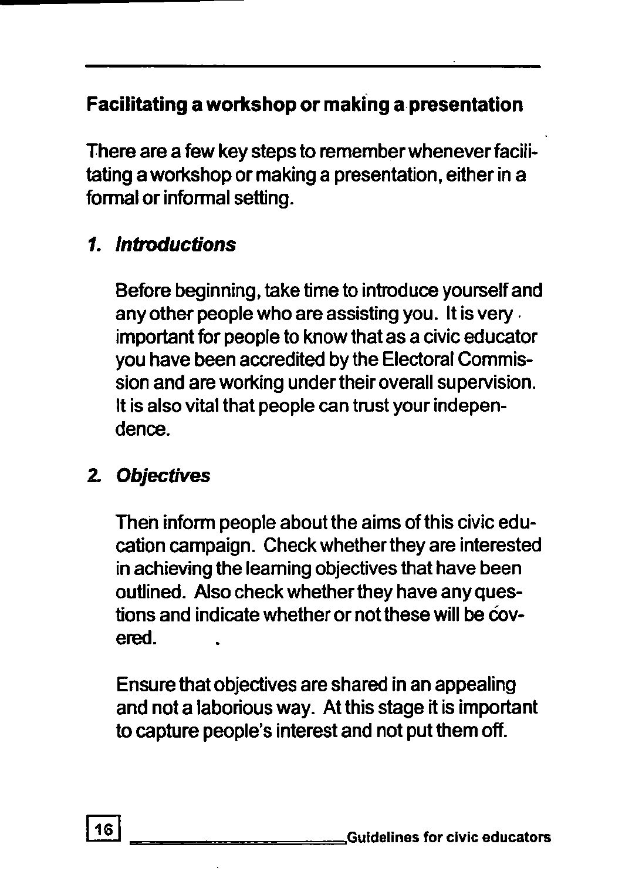## Facilitating a workshop or making a presentation

There are a few key steps to remember whenever facilitating a workshop or making a presentation, either in a formal or informal setting.

### 1. *Introductions*

Before beginning, take time to introduce yourself and any other people who are assisting you. It is very important for people to know that as a civic educator you have been accredited by the Electoral Commission and are working under their overall supervision. It is also vital that people can trust your independence.

### 2. *Objectives*

Then inform people about the aims of this civic education campaign. Check whether they are interested in achieving the learning objectives that have been outlined. Also check whether they have any questions and indicate whether or not these will be covered.

Ensure that objectives are shared in an appealing and not a laborious way. At this stage it is important to capture people's interest and not put them off.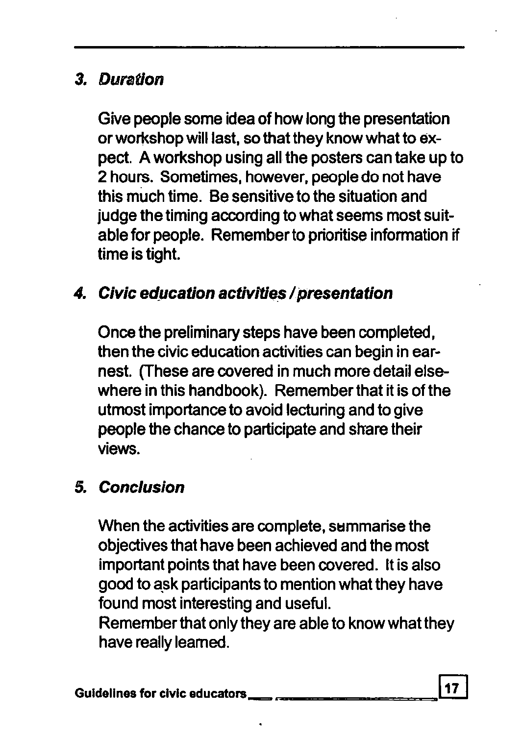### *3. Duration*

Give people some idea of how long the presentation or workshop will last, so that they know what to expect. A workshop using all the posters can take up to 2 hours. Sometimes, however, people do not have this much time. Be sensitive to the situation and judge the timing according to what seems most suitable for people. Remember to prioritise information if time is tight.

### *4. Civic education activities / presentation*

Once the preliminary steps have been completed, then the civic education activities can begin in earnest. (These are covered in much more detail elsewhere in this handbook). Remember that it is of the utmost importance to avoid lecturing and to give people the chance to participate and share their views.

### *5. Conclusion*

When the activities are complete, summarise the objectives that have been achieved and the most important points that have been covered. It is also good to ask participants to mention what they have found most interesting and useful.
Remember that only they are able to know what they have really learned.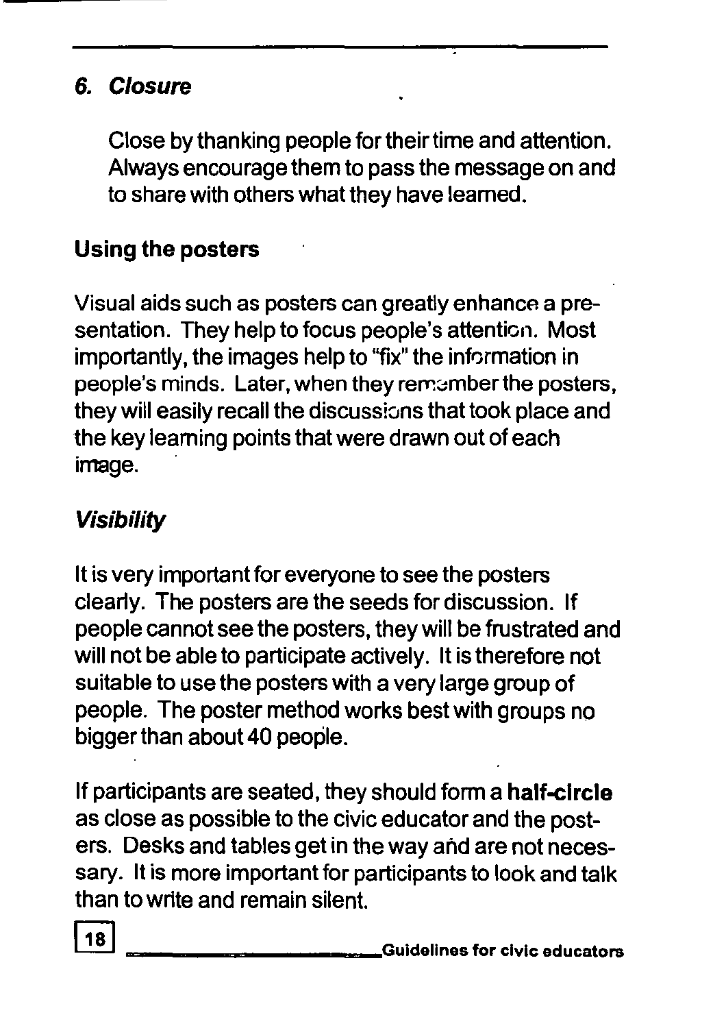### *6. Closure*

Close by thanking people for their time and attention. Always encourage them to pass the message on and to share with others what they have learned.

## Using the posters

Visual aids such as posters can greatly enhance a presentation. They help to focus people's attention. Most importantly, the images help to "fix" the information in people's minds. Later, when they remember the posters, they will easily recall the discussions that took place and the key learning points that were drawn out of each image.

### *Visibility*

It is very important for everyone to see the posters clearly. The posters are the seeds for discussion. If people cannot see the posters, they will be frustrated and will not be able to participate actively. It is therefore not suitable to use the posters with a very large group of people. The poster method works best with groups no bigger than about 40 people.

If participants are seated, they should form a **half-circle** as close as possible to the civic educator and the posters. Desks and tables get in the way and are not necessary. It is more important for participants to look and talk than to write and remain silent.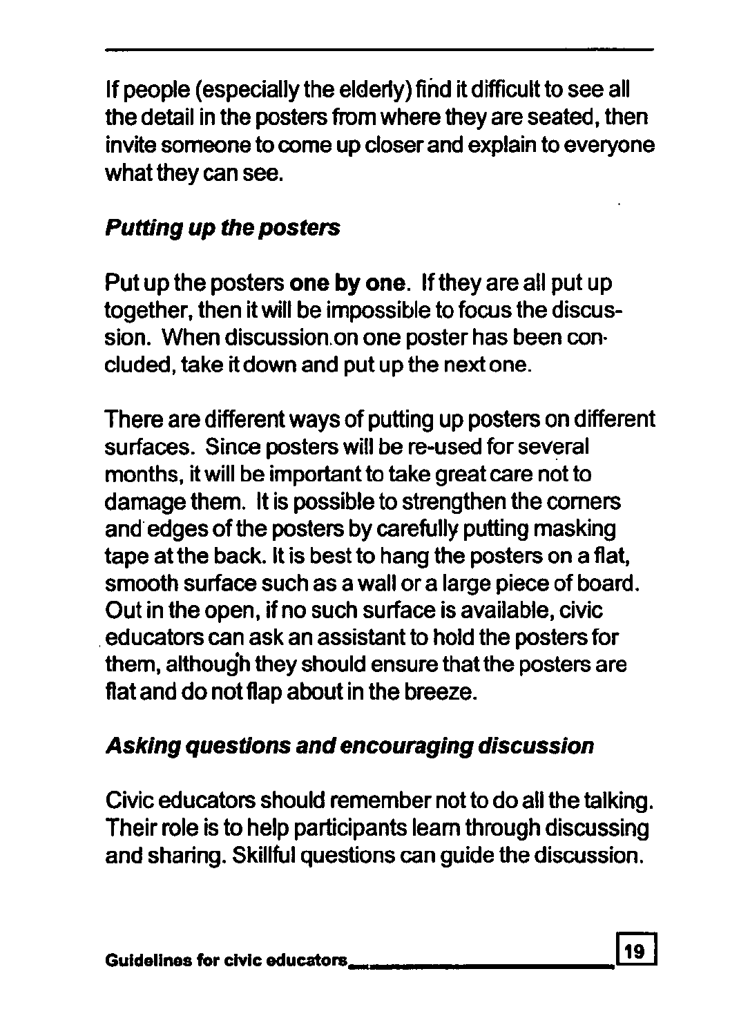If people (especially the elderly) find it difficult to see all the detail in the posters from where they are seated, then invite someone to come up closer and explain to everyone what they can see.

### *Putting up the posters*

Put up the posters **one by one**. If they are all put up together, then it will be impossible to focus the discussion. When discussion on one poster has been concluded, take it down and put up the next one.

There are different ways of putting up posters on different surfaces. Since posters will be re-used for several months, it will be important to take great care not to damage them. It is possible to strengthen the corners and edges of the posters by carefully putting masking tape at the back. It is best to hang the posters on a flat, smooth surface such as a wall or a large piece of board. Out in the open, if no such surface is available, civic educators can ask an assistant to hold the posters for them, although they should ensure that the posters are flat and do not flap about in the breeze.

### *Asking questions and encouraging discussion*

Civic educators should remember not to do all the talking. Their role is to help participants learn through discussing and sharing. Skillful questions can guide the discussion.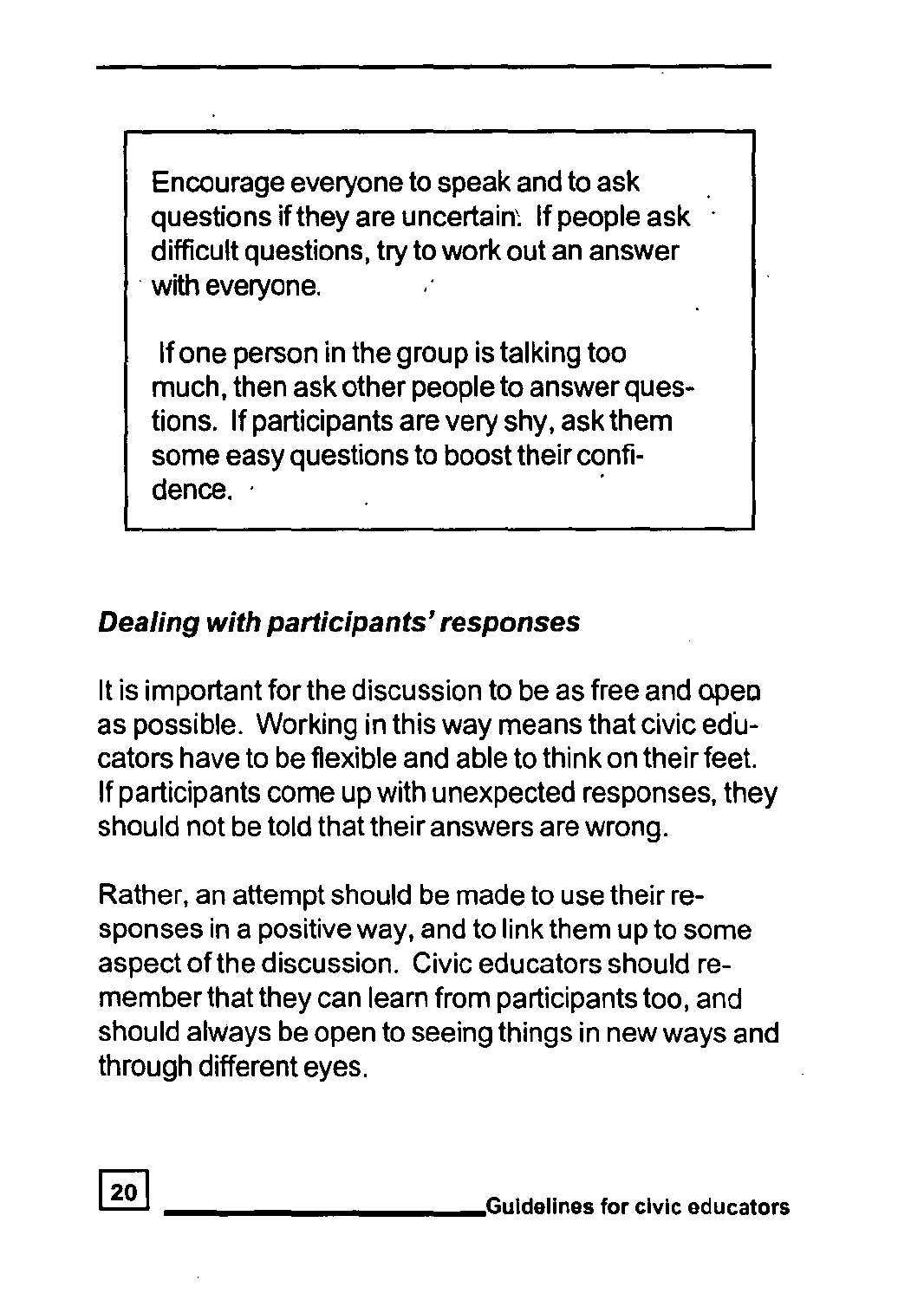> Encourage everyone to speak and to ask questions if they are uncertain. If people ask difficult questions, try to work out an answer with everyone.
>
> If one person in the group is talking too much, then ask other people to answer questions. If participants are very shy, ask them some easy questions to boost their confidence.

### *Dealing with participants' responses*

It is important for the discussion to be as free and open as possible. Working in this way means that civic educators have to be flexible and able to think on their feet. If participants come up with unexpected responses, they should not be told that their answers are wrong.

Rather, an attempt should be made to use their responses in a positive way, and to link them up to some aspect of the discussion. Civic educators should remember that they can learn from participants too, and should always be open to seeing things in new ways and through different eyes.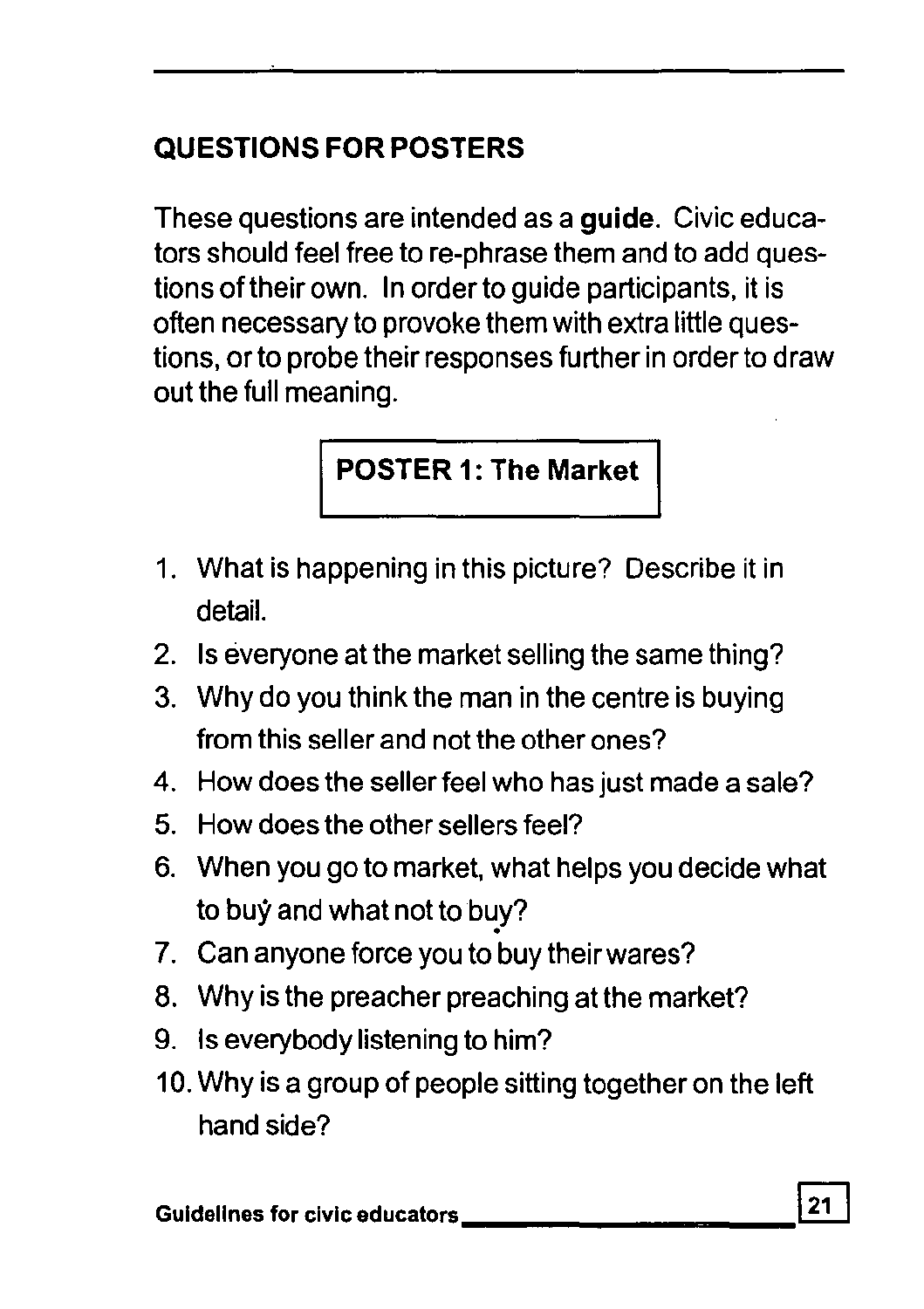## QUESTIONS FOR POSTERS

These questions are intended as a **guide**. Civic educators should feel free to re-phrase them and to add questions of their own. In order to guide participants, it is often necessary to provoke them with extra little questions, or to probe their responses further in order to draw out the full meaning.

### POSTER 1: The Market

1. What is happening in this picture? Describe it in detail.
2. Is everyone at the market selling the same thing?
3. Why do you think the man in the centre is buying from this seller and not the other ones?
4. How does the seller feel who has just made a sale?
5. How does the other sellers feel?
6. When you go to market, what helps you decide what to buy and what not to buy?
7. Can anyone force you to buy their wares?
8. Why is the preacher preaching at the market?
9. Is everybody listening to him?
10. Why is a group of people sitting together on the left hand side?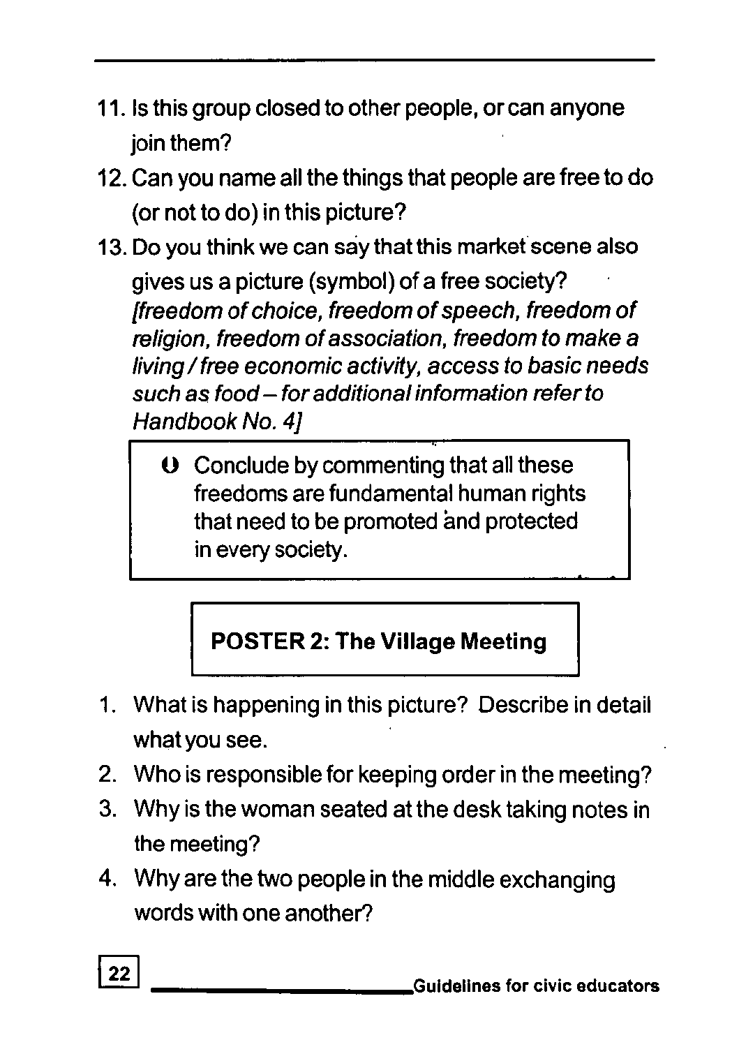11. Is this group closed to other people, or can anyone join them?
12. Can you name all the things that people are free to do (or not to do) in this picture?
13. Do you think we can say that this market scene also gives us a picture (symbol) of a free society? *[freedom of choice, freedom of speech, freedom of religion, freedom of association, freedom to make a living / free economic activity, access to basic needs such as food – for additional information refer to Handbook No. 4]*

> Conclude by commenting that all these freedoms are fundamental human rights that need to be promoted and protected in every society.

**POSTER 2: The Village Meeting**

1. What is happening in this picture? Describe in detail what you see.
2. Who is responsible for keeping order in the meeting?
3. Why is the woman seated at the desk taking notes in the meeting?
4. Why are the two people in the middle exchanging words with one another?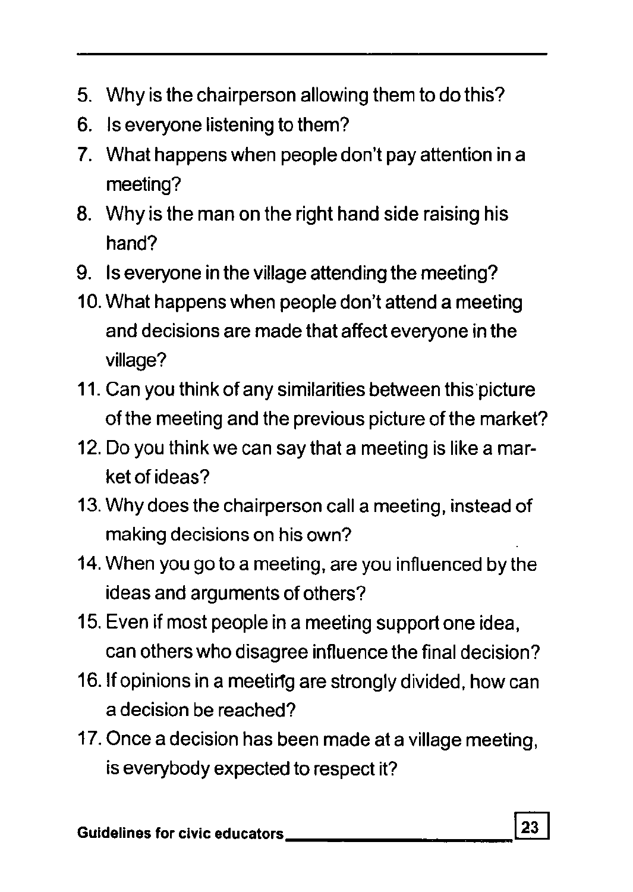5. Why is the chairperson allowing them to do this?
6. Is everyone listening to them?
7. What happens when people don't pay attention in a meeting?
8. Why is the man on the right hand side raising his hand?
9. Is everyone in the village attending the meeting?
10. What happens when people don't attend a meeting and decisions are made that affect everyone in the village?
11. Can you think of any similarities between this picture of the meeting and the previous picture of the market?
12. Do you think we can say that a meeting is like a market of ideas?
13. Why does the chairperson call a meeting, instead of making decisions on his own?
14. When you go to a meeting, are you influenced by the ideas and arguments of others?
15. Even if most people in a meeting support one idea, can others who disagree influence the final decision?
16. If opinions in a meeting are strongly divided, how can a decision be reached?
17. Once a decision has been made at a village meeting, is everybody expected to respect it?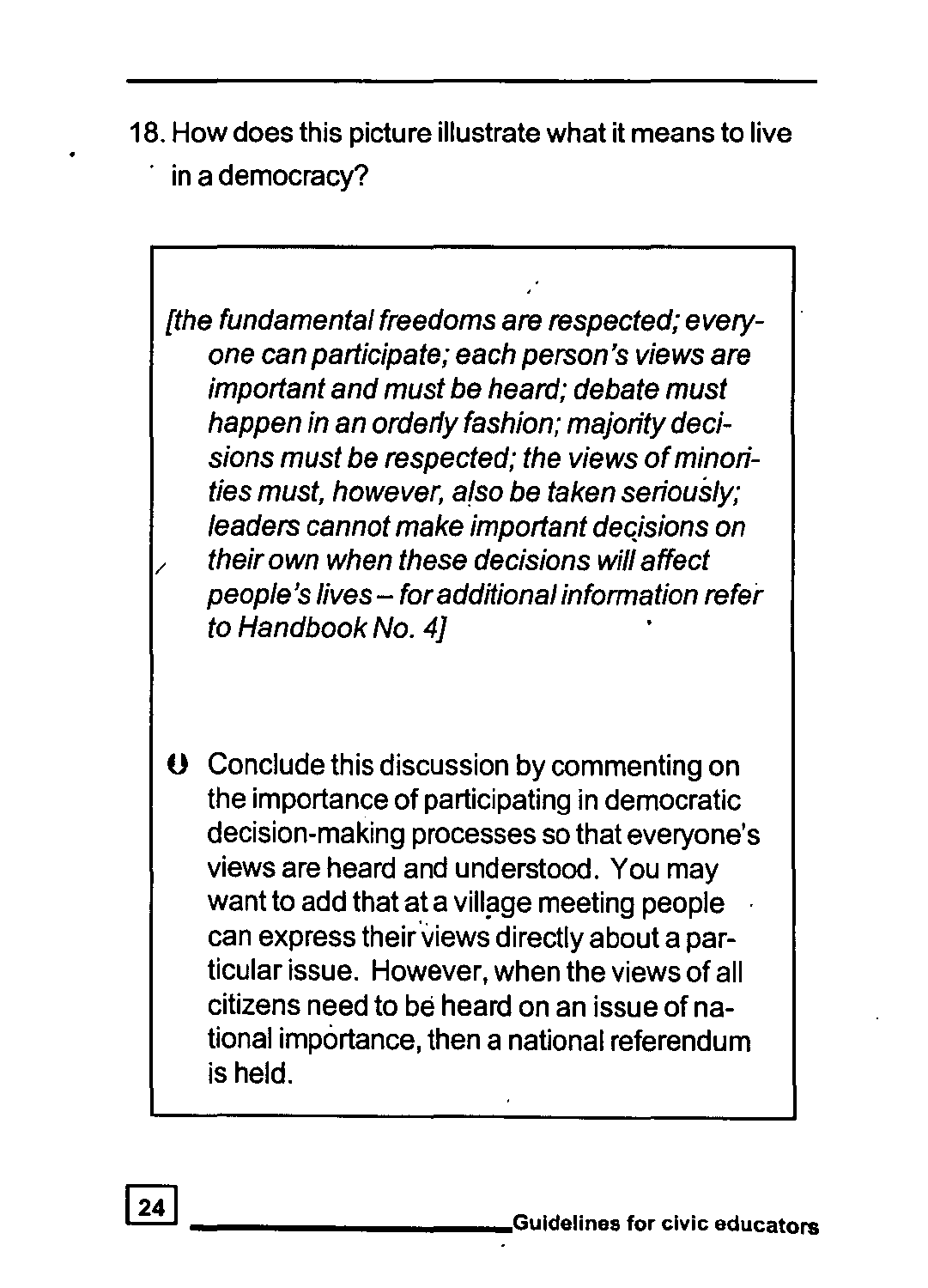18. How does this picture illustrate what it means to live in a democracy?

> *[the fundamental freedoms are respected; everyone can participate; each person's views are important and must be heard; debate must happen in an orderly fashion; majority decisions must be respected; the views of minorities must, however, also be taken seriously; leaders cannot make important decisions on their own when these decisions will affect people's lives – for additional information refer to Handbook No. 4]*
>
> Conclude this discussion by commenting on the importance of participating in democratic decision-making processes so that everyone's views are heard and understood. You may want to add that at a village meeting people can express their views directly about a particular issue. However, when the views of all citizens need to be heard on an issue of national importance, then a national referendum is held.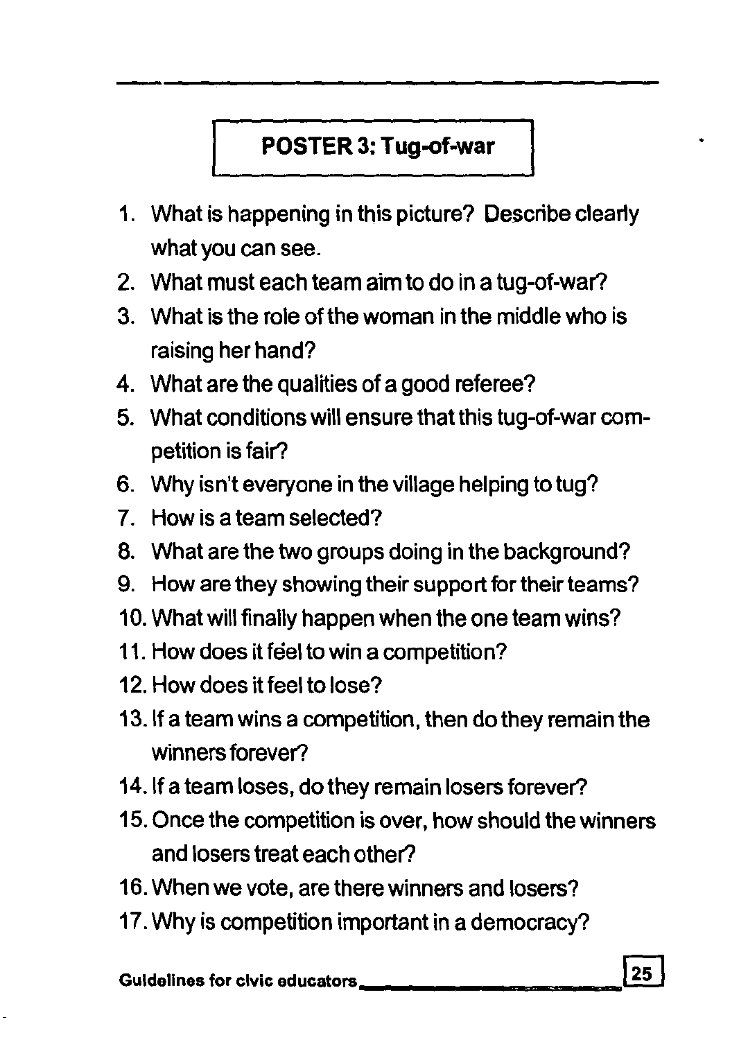## POSTER 3: Tug-of-war

1. What is happening in this picture? Describe clearly what you can see.
2. What must each team aim to do in a tug-of-war?
3. What is the role of the woman in the middle who is raising her hand?
4. What are the qualities of a good referee?
5. What conditions will ensure that this tug-of-war competition is fair?
6. Why isn't everyone in the village helping to tug?
7. How is a team selected?
8. What are the two groups doing in the background?
9. How are they showing their support for their teams?
10. What will finally happen when the one team wins?
11. How does it feel to win a competition?
12. How does it feel to lose?
13. If a team wins a competition, then do they remain the winners forever?
14. If a team loses, do they remain losers forever?
15. Once the competition is over, how should the winners and losers treat each other?
16. When we vote, are there winners and losers?
17. Why is competition important in a democracy?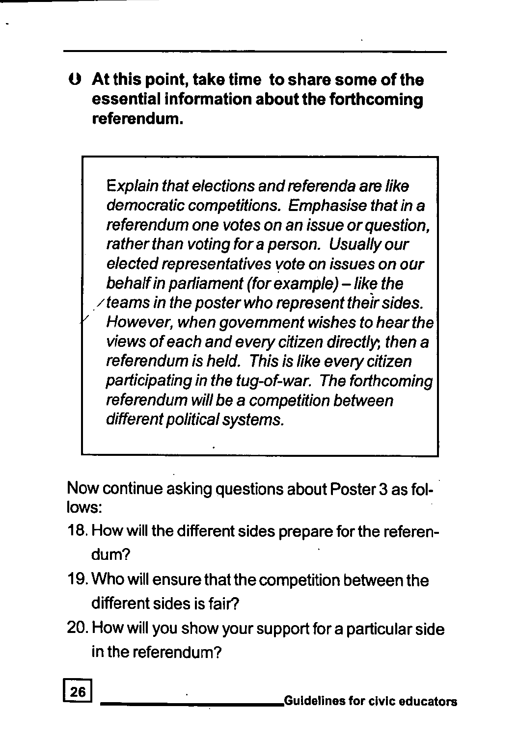**At this point, take time to share some of the essential information about the forthcoming referendum.**

> *Explain that elections and referenda are like democratic competitions. Emphasise that in a referendum one votes on an issue or question, rather than voting for a person. Usually our elected representatives vote on issues on our behalf in parliament (for example) – like the teams in the poster who represent their sides. However, when government wishes to hear the views of each and every citizen directly, then a referendum is held. This is like every citizen participating in the tug-of-war. The forthcoming referendum will be a competition between different political systems.*

Now continue asking questions about Poster 3 as follows:

18. How will the different sides prepare for the referendum?
19. Who will ensure that the competition between the different sides is fair?
20. How will you show your support for a particular side in the referendum?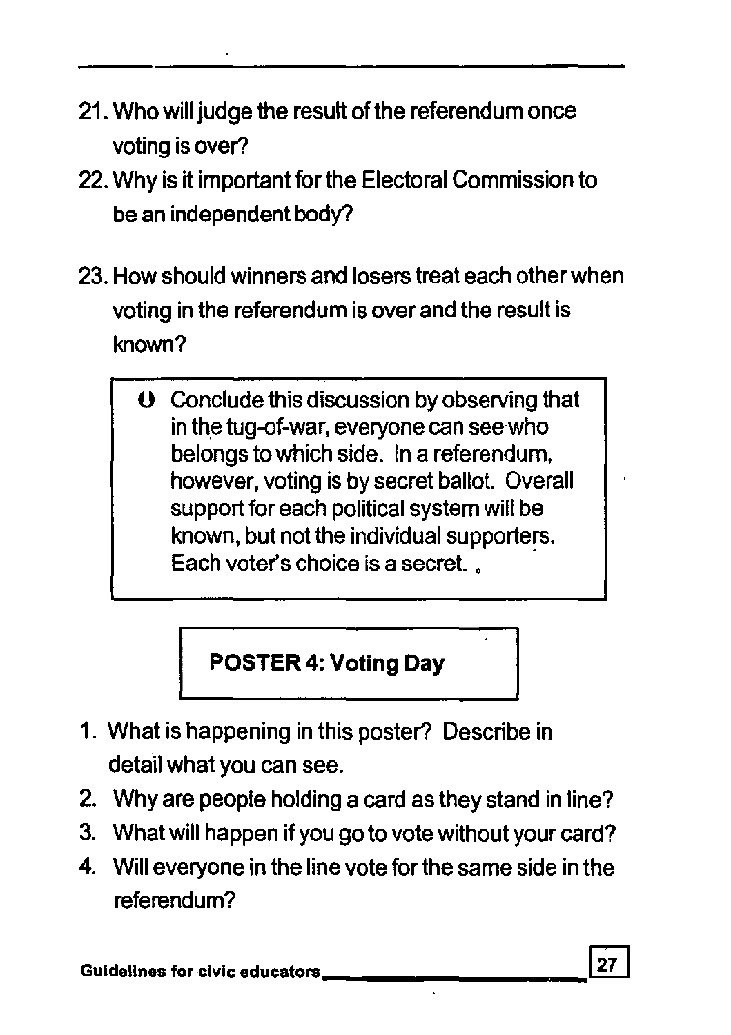21. Who will judge the result of the referendum once voting is over?
22. Why is it important for the Electoral Commission to be an independent body?

23. How should winners and losers treat each other when voting in the referendum is over and the result is known?

> Conclude this discussion by observing that in the tug-of-war, everyone can see who belongs to which side. In a referendum, however, voting is by secret ballot. Overall support for each political system will be known, but not the individual supporters. Each voter's choice is a secret.

**POSTER 4: Voting Day**

1. What is happening in this poster? Describe in detail what you can see.
2. Why are people holding a card as they stand in line?
3. What will happen if you go to vote without your card?
4. Will everyone in the line vote for the same side in the referendum?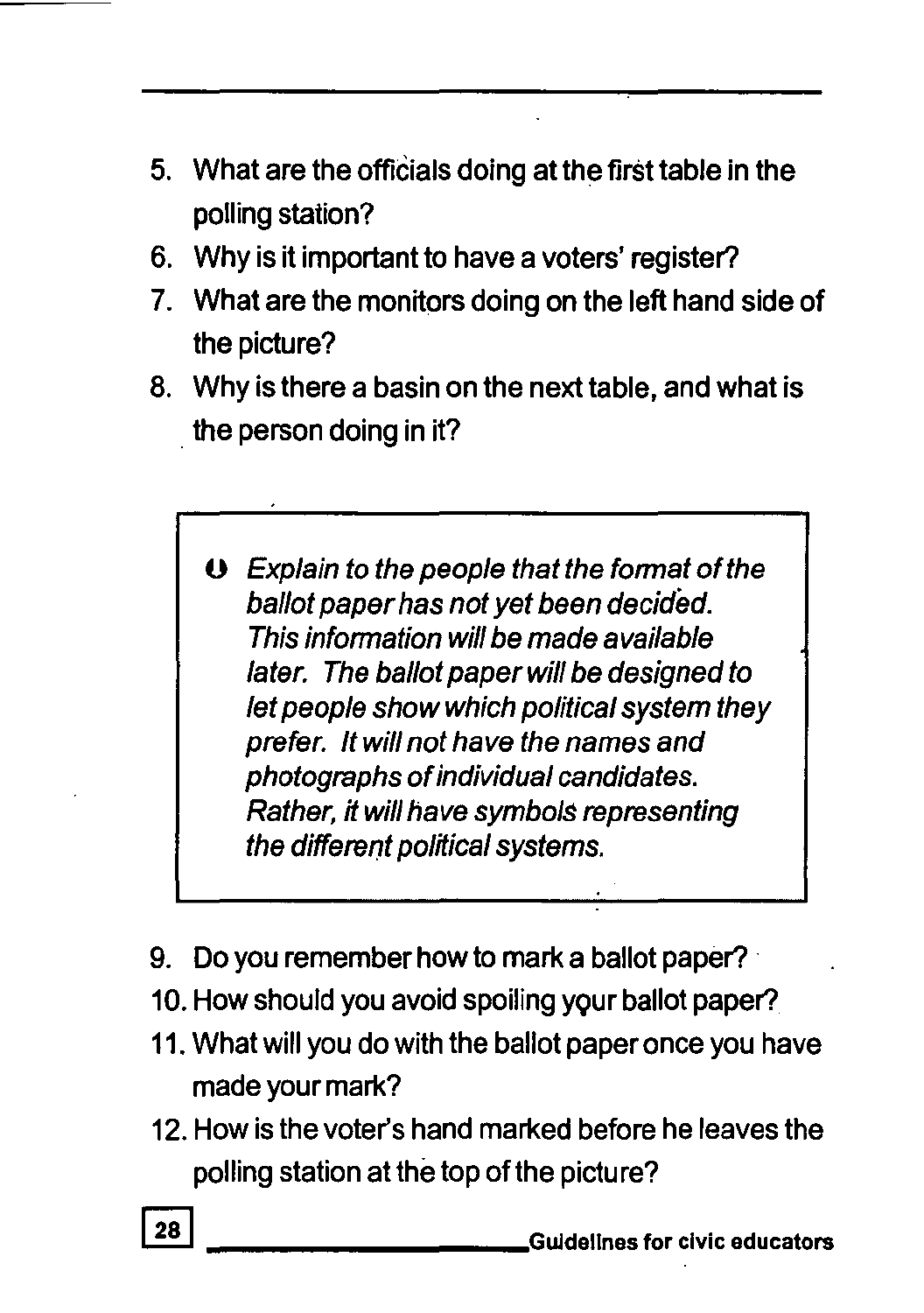5. What are the officials doing at the first table in the polling station?
6. Why is it important to have a voters' register?
7. What are the monitors doing on the left hand side of the picture?
8. Why is there a basin on the next table, and what is the person doing in it?

> *Explain to the people that the format of the ballot paper has not yet been decided. This information will be made available later. The ballot paper will be designed to let people show which political system they prefer. It will not have the names and photographs of individual candidates. Rather, it will have symbols representing the different political systems.*

9. Do you remember how to mark a ballot paper?
10. How should you avoid spoiling your ballot paper?
11. What will you do with the ballot paper once you have made your mark?
12. How is the voter's hand marked before he leaves the polling station at the top of the picture?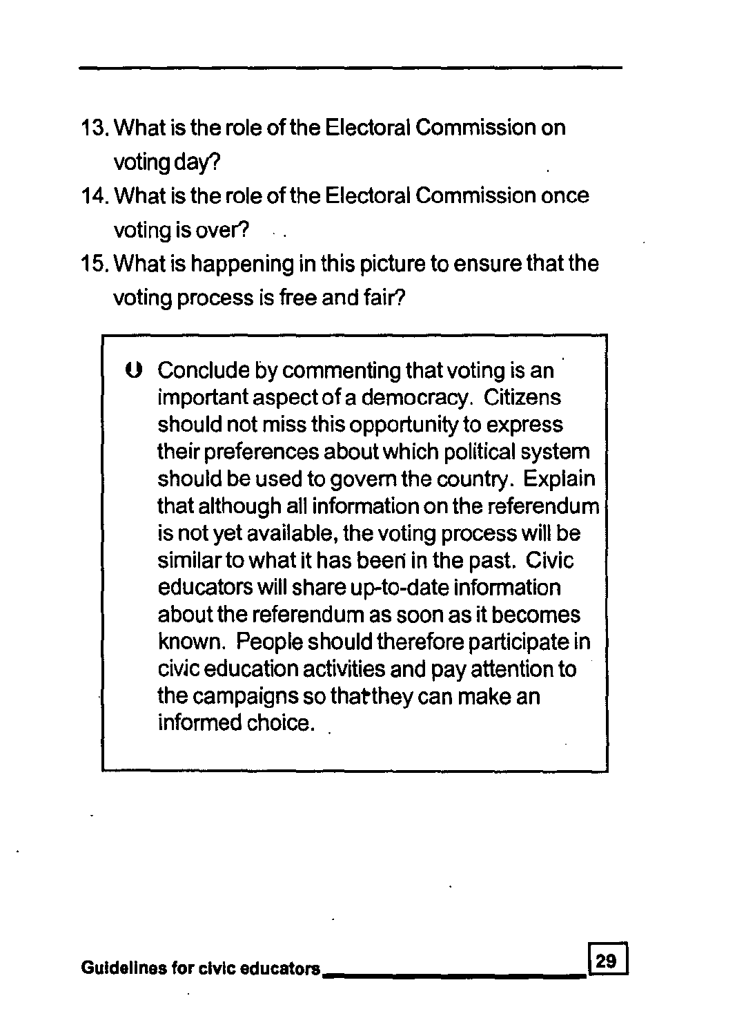13. What is the role of the Electoral Commission on voting day?
14. What is the role of the Electoral Commission once voting is over?
15. What is happening in this picture to ensure that the voting process is free and fair?

> - Conclude by commenting that voting is an important aspect of a democracy. Citizens should not miss this opportunity to express their preferences about which political system should be used to govern the country. Explain that although all information on the referendum is not yet available, the voting process will be similar to what it has been in the past. Civic educators will share up-to-date information about the referendum as soon as it becomes known. People should therefore participate in civic education activities and pay attention to the campaigns so that they can make an informed choice.